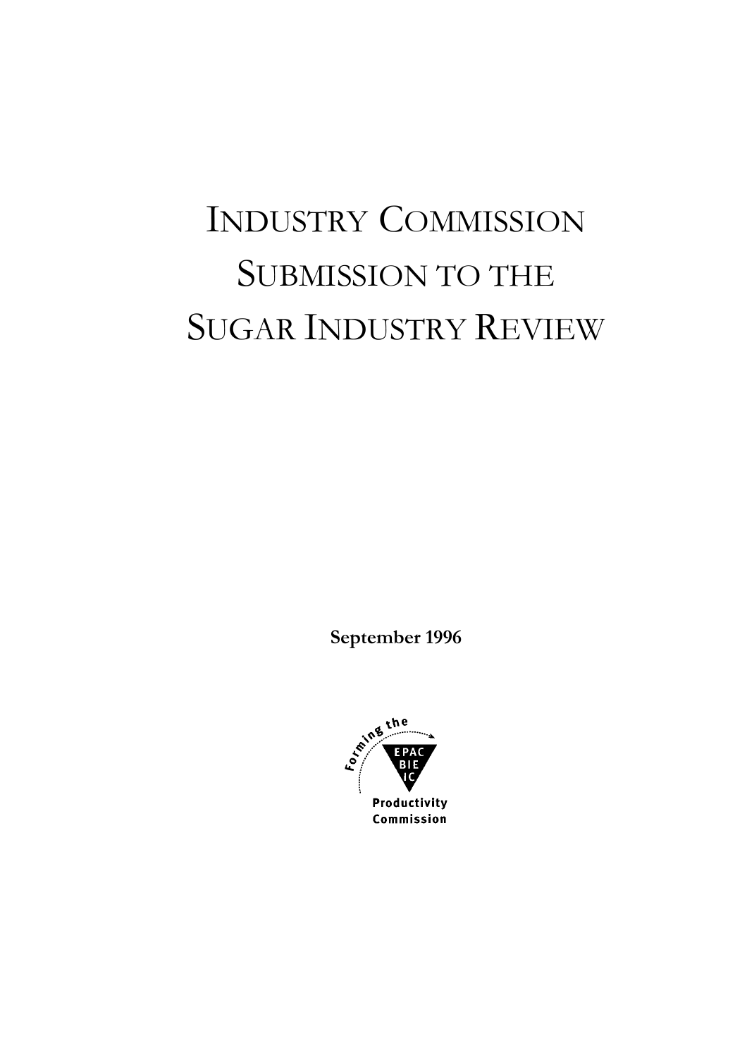# INDUSTRY COMMISSION SUBMISSION TO THE SUGAR INDUSTRY REVIEW

**September 1996**

Forming the

EPAC BIE IC

Productivity Commission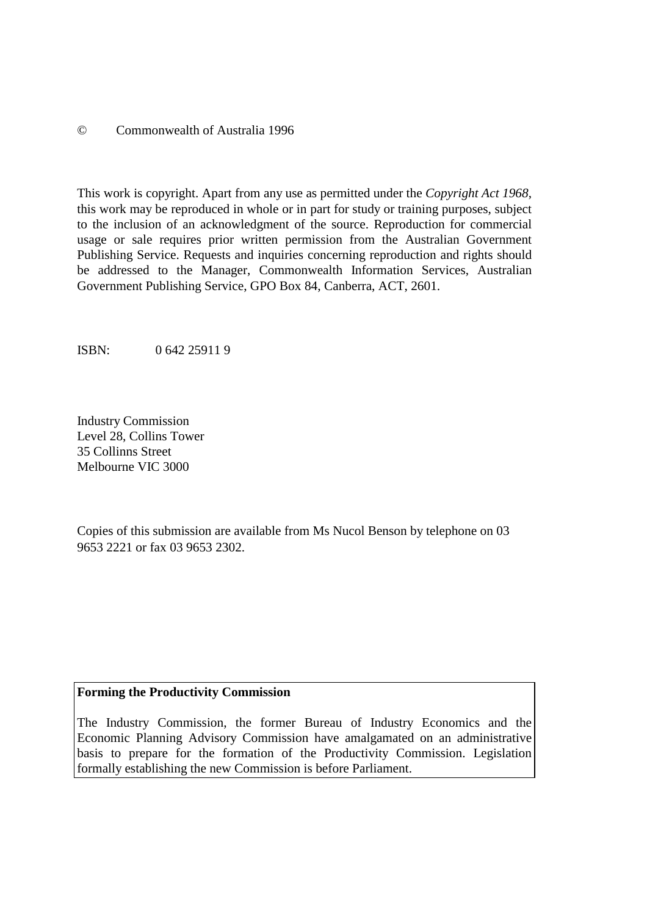© Commonwealth of Australia 1996

This work is copyright. Apart from any use as permitted under the *Copyright Act 1968*, this work may be reproduced in whole or in part for study or training purposes, subject to the inclusion of an acknowledgment of the source. Reproduction for commercial usage or sale requires prior written permission from the Australian Government Publishing Service. Requests and inquiries concerning reproduction and rights should be addressed to the Manager, Commonwealth Information Services, Australian Government Publishing Service, GPO Box 84, Canberra, ACT, 2601.

ISBN: 0 642 25911 9

Industry Commission
Level 28, Collins Tower
35 Collinns Street
Melbourne VIC 3000

Copies of this submission are available from Ms Nucol Benson by telephone on 03 9653 2221 or fax 03 9653 2302.

**Forming the Productivity Commission**

The Industry Commission, the former Bureau of Industry Economics and the Economic Planning Advisory Commission have amalgamated on an administrative basis to prepare for the formation of the Productivity Commission. Legislation formally establishing the new Commission is before Parliament.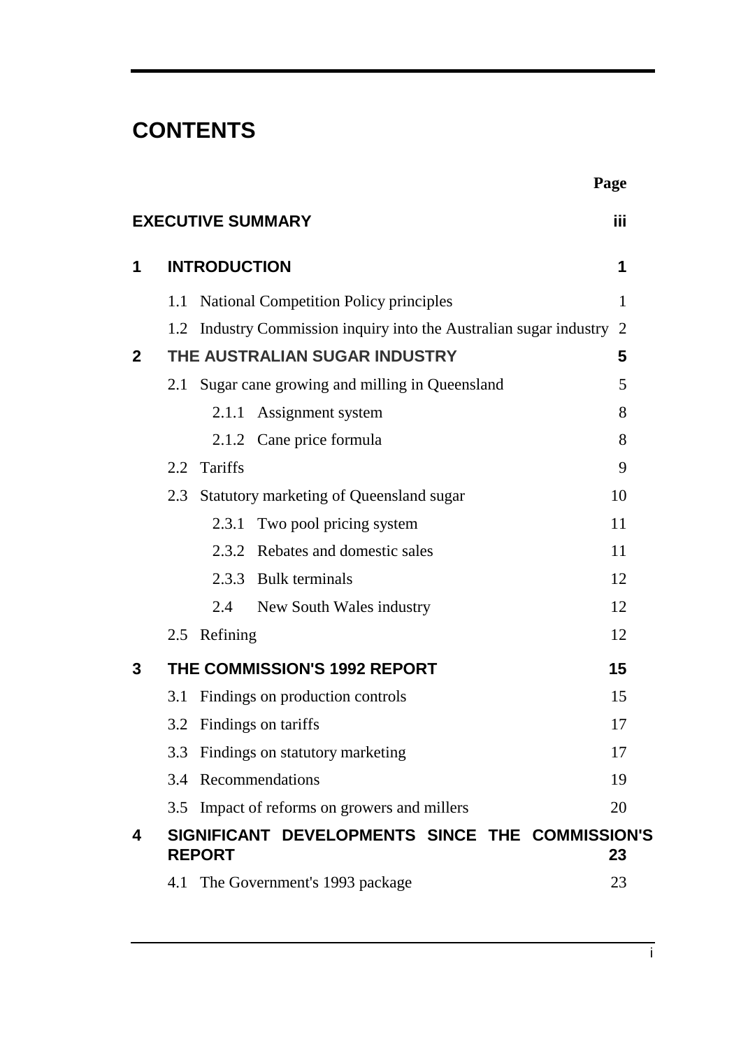# CONTENTS

| | | Page |
|---|---|---|
| **EXECUTIVE SUMMARY** | | **iii** |
| **1** | **INTRODUCTION** | **1** |
| | 1.1 National Competition Policy principles | 1 |
| | 1.2 Industry Commission inquiry into the Australian sugar industry | 2 |
| **2** | **THE AUSTRALIAN SUGAR INDUSTRY** | **5** |
| | 2.1 Sugar cane growing and milling in Queensland | 5 |
| | 2.1.1 Assignment system | 8 |
| | 2.1.2 Cane price formula | 8 |
| | 2.2 Tariffs | 9 |
| | 2.3 Statutory marketing of Queensland sugar | 10 |
| | 2.3.1 Two pool pricing system | 11 |
| | 2.3.2 Rebates and domestic sales | 11 |
| | 2.3.3 Bulk terminals | 12 |
| | 2.4 New South Wales industry | 12 |
| | 2.5 Refining | 12 |
| **3** | **THE COMMISSION'S 1992 REPORT** | **15** |
| | 3.1 Findings on production controls | 15 |
| | 3.2 Findings on tariffs | 17 |
| | 3.3 Findings on statutory marketing | 17 |
| | 3.4 Recommendations | 19 |
| | 3.5 Impact of reforms on growers and millers | 20 |
| **4** | **SIGNIFICANT DEVELOPMENTS SINCE THE COMMISSION'S REPORT** | **23** |
| | 4.1 The Government's 1993 package | 23 |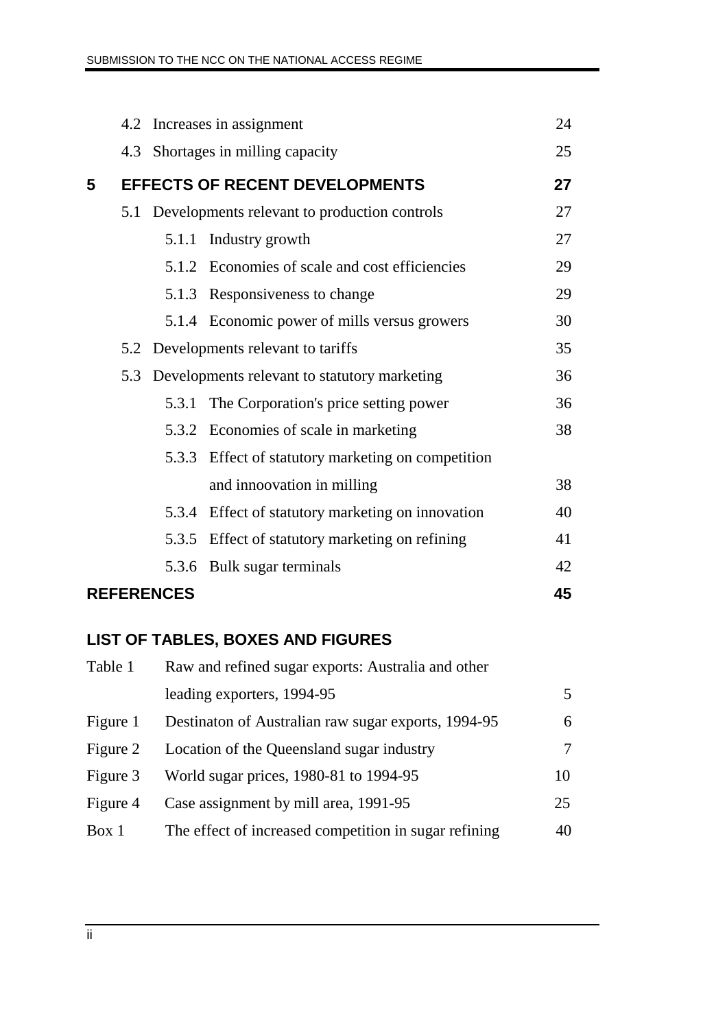| | | |
|---|---|---|
| 4.2 | Increases in assignment | 24 |
| 4.3 | Shortages in milling capacity | 25 |
| **5** | **EFFECTS OF RECENT DEVELOPMENTS** | **27** |
| 5.1 | Developments relevant to production controls | 27 |
| 5.1.1 | Industry growth | 27 |
| 5.1.2 | Economies of scale and cost efficiencies | 29 |
| 5.1.3 | Responsiveness to change | 29 |
| 5.1.4 | Economic power of mills versus growers | 30 |
| 5.2 | Developments relevant to tariffs | 35 |
| 5.3 | Developments relevant to statutory marketing | 36 |
| 5.3.1 | The Corporation's price setting power | 36 |
| 5.3.2 | Economies of scale in marketing | 38 |
| 5.3.3 | Effect of statutory marketing on competition and innoovation in milling | 38 |
| 5.3.4 | Effect of statutory marketing on innovation | 40 |
| 5.3.5 | Effect of statutory marketing on refining | 41 |
| 5.3.6 | Bulk sugar terminals | 42 |
| **REFERENCES** | | **45** |

## LIST OF TABLES, BOXES AND FIGURES

| | | |
|---|---|---|
| Table 1 | Raw and refined sugar exports: Australia and other leading exporters, 1994-95 | 5 |
| Figure 1 | Destinaton of Australian raw sugar exports, 1994-95 | 6 |
| Figure 2 | Location of the Queensland sugar industry | 7 |
| Figure 3 | World sugar prices, 1980-81 to 1994-95 | 10 |
| Figure 4 | Case assignment by mill area, 1991-95 | 25 |
| Box 1 | The effect of increased competition in sugar refining | 40 |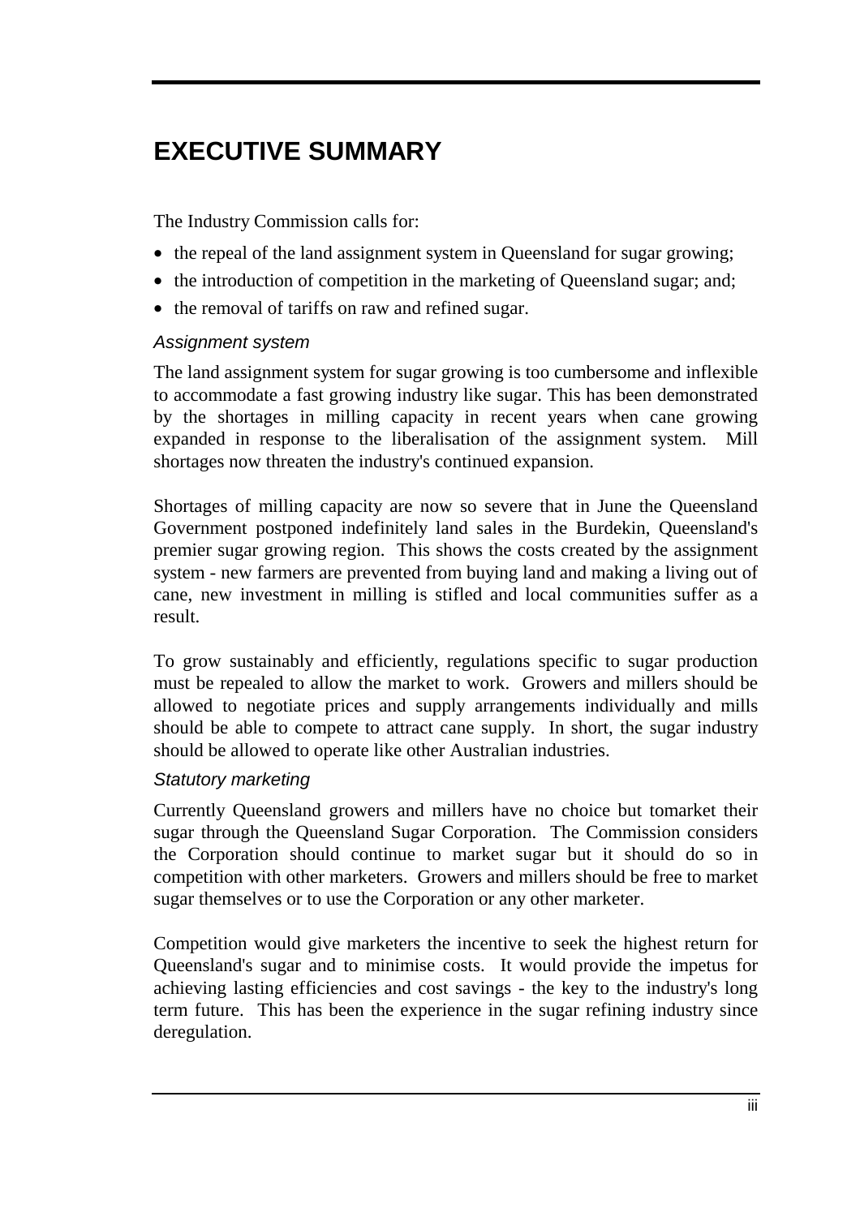# EXECUTIVE SUMMARY

The Industry Commission calls for:

- the repeal of the land assignment system in Queensland for sugar growing;
- the introduction of competition in the marketing of Queensland sugar; and;
- the removal of tariffs on raw and refined sugar.

*Assignment system*

The land assignment system for sugar growing is too cumbersome and inflexible to accommodate a fast growing industry like sugar. This has been demonstrated by the shortages in milling capacity in recent years when cane growing expanded in response to the liberalisation of the assignment system. Mill shortages now threaten the industry's continued expansion.

Shortages of milling capacity are now so severe that in June the Queensland Government postponed indefinitely land sales in the Burdekin, Queensland's premier sugar growing region. This shows the costs created by the assignment system - new farmers are prevented from buying land and making a living out of cane, new investment in milling is stifled and local communities suffer as a result.

To grow sustainably and efficiently, regulations specific to sugar production must be repealed to allow the market to work. Growers and millers should be allowed to negotiate prices and supply arrangements individually and mills should be able to compete to attract cane supply. In short, the sugar industry should be allowed to operate like other Australian industries.

*Statutory marketing*

Currently Queensland growers and millers have no choice but tomarket their sugar through the Queensland Sugar Corporation. The Commission considers the Corporation should continue to market sugar but it should do so in competition with other marketers. Growers and millers should be free to market sugar themselves or to use the Corporation or any other marketer.

Competition would give marketers the incentive to seek the highest return for Queensland's sugar and to minimise costs. It would provide the impetus for achieving lasting efficiencies and cost savings - the key to the industry's long term future. This has been the experience in the sugar refining industry since deregulation.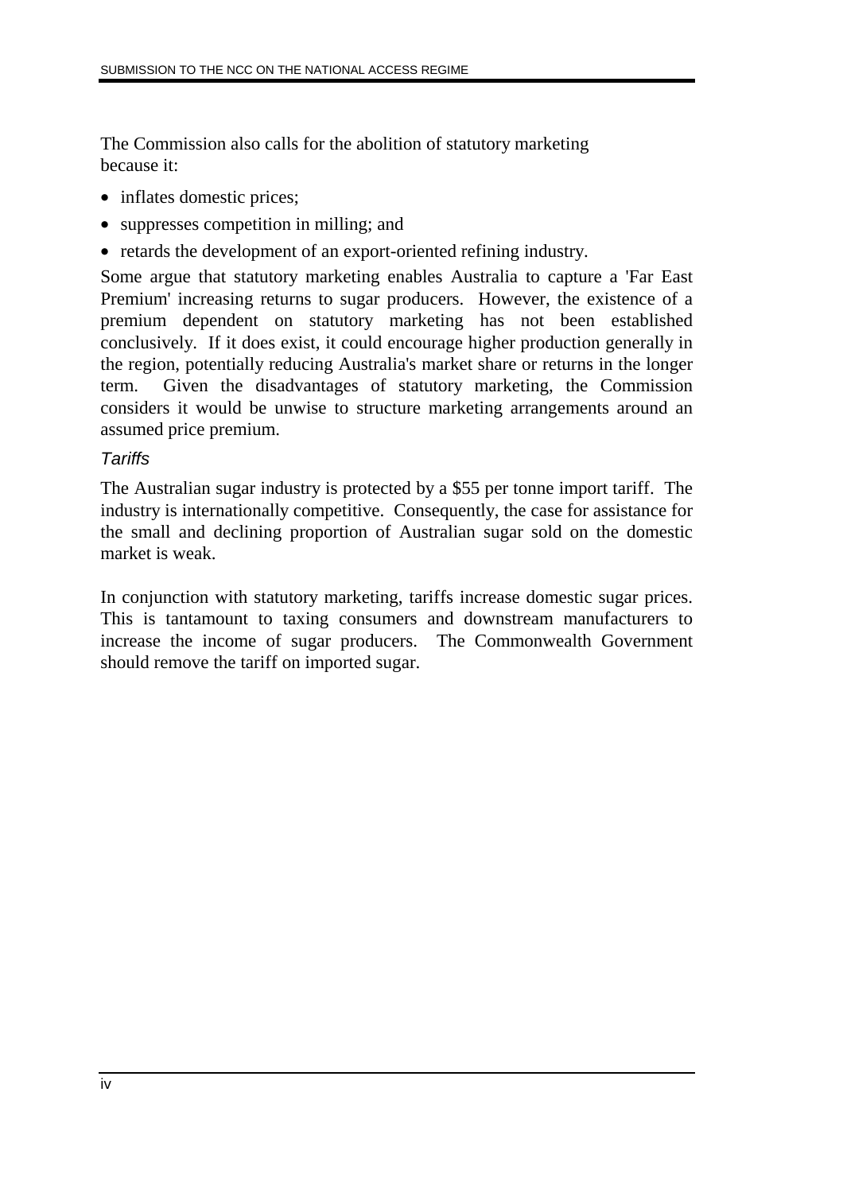The Commission also calls for the abolition of statutory marketing because it:

- inflates domestic prices;
- suppresses competition in milling; and
- retards the development of an export-oriented refining industry.

Some argue that statutory marketing enables Australia to capture a 'Far East Premium' increasing returns to sugar producers. However, the existence of a premium dependent on statutory marketing has not been established conclusively. If it does exist, it could encourage higher production generally in the region, potentially reducing Australia's market share or returns in the longer term. Given the disadvantages of statutory marketing, the Commission considers it would be unwise to structure marketing arrangements around an assumed price premium.

### *Tariffs*

The Australian sugar industry is protected by a $55 per tonne import tariff. The industry is internationally competitive. Consequently, the case for assistance for the small and declining proportion of Australian sugar sold on the domestic market is weak.

In conjunction with statutory marketing, tariffs increase domestic sugar prices. This is tantamount to taxing consumers and downstream manufacturers to increase the income of sugar producers. The Commonwealth Government should remove the tariff on imported sugar.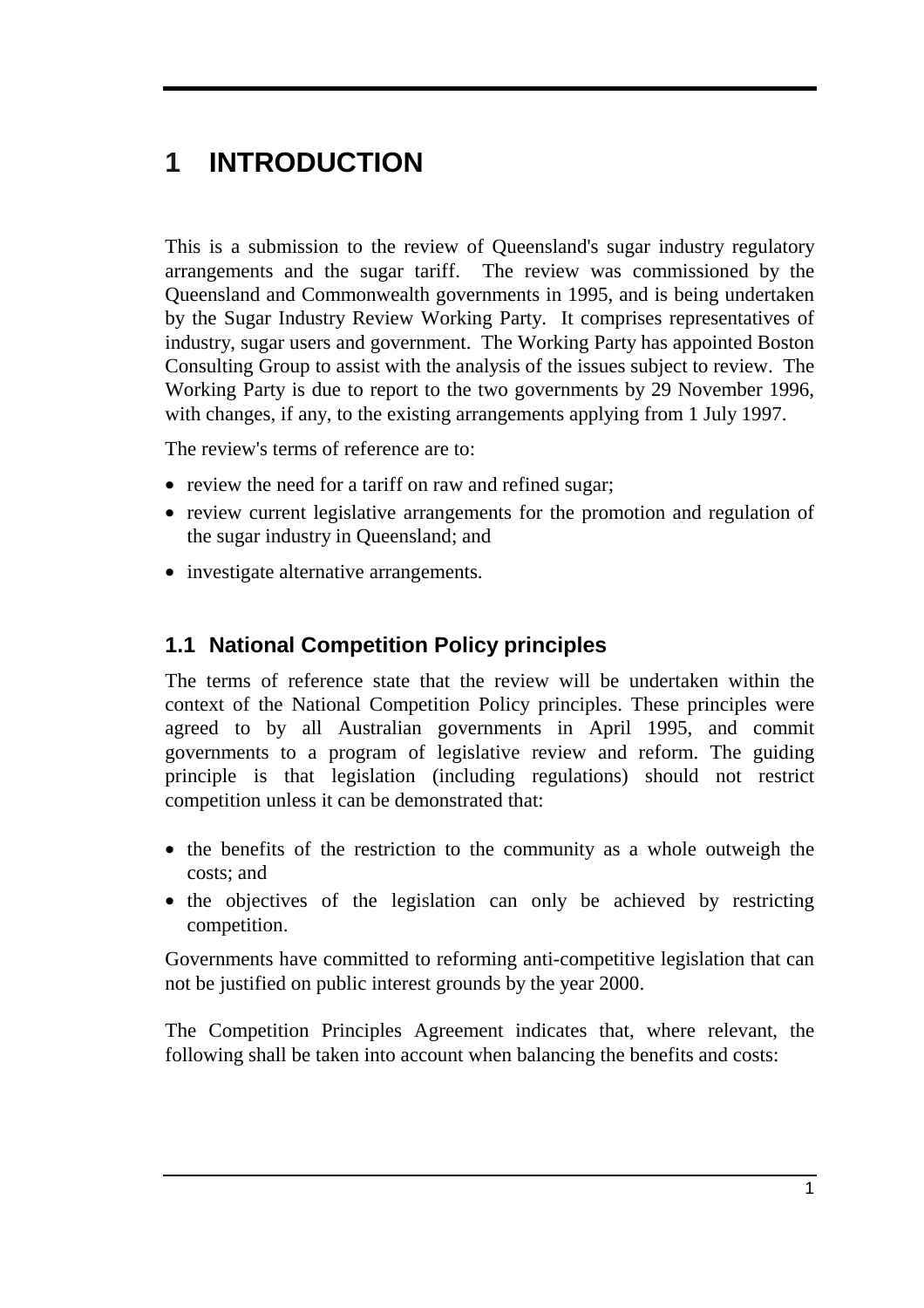# 1 INTRODUCTION

This is a submission to the review of Queensland's sugar industry regulatory arrangements and the sugar tariff. The review was commissioned by the Queensland and Commonwealth governments in 1995, and is being undertaken by the Sugar Industry Review Working Party. It comprises representatives of industry, sugar users and government. The Working Party has appointed Boston Consulting Group to assist with the analysis of the issues subject to review. The Working Party is due to report to the two governments by 29 November 1996, with changes, if any, to the existing arrangements applying from 1 July 1997.

The review's terms of reference are to:

- review the need for a tariff on raw and refined sugar;
- review current legislative arrangements for the promotion and regulation of the sugar industry in Queensland; and
- investigate alternative arrangements.

## 1.1 National Competition Policy principles

The terms of reference state that the review will be undertaken within the context of the National Competition Policy principles. These principles were agreed to by all Australian governments in April 1995, and commit governments to a program of legislative review and reform. The guiding principle is that legislation (including regulations) should not restrict competition unless it can be demonstrated that:

- the benefits of the restriction to the community as a whole outweigh the costs; and
- the objectives of the legislation can only be achieved by restricting competition.

Governments have committed to reforming anti-competitive legislation that can not be justified on public interest grounds by the year 2000.

The Competition Principles Agreement indicates that, where relevant, the following shall be taken into account when balancing the benefits and costs: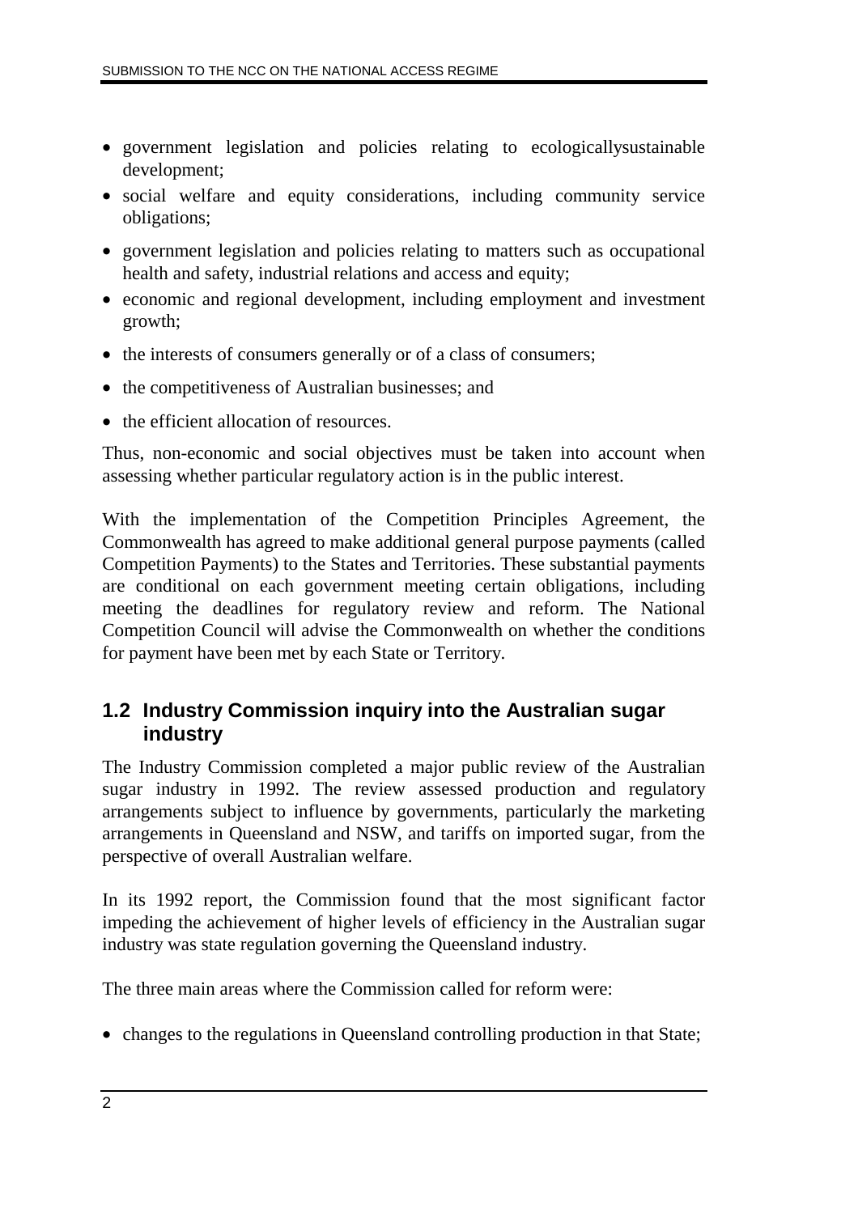- government legislation and policies relating to ecologicallysustainable development;
- social welfare and equity considerations, including community service obligations;
- government legislation and policies relating to matters such as occupational health and safety, industrial relations and access and equity;
- economic and regional development, including employment and investment growth;
- the interests of consumers generally or of a class of consumers;
- the competitiveness of Australian businesses; and
- the efficient allocation of resources.

Thus, non-economic and social objectives must be taken into account when assessing whether particular regulatory action is in the public interest.

With the implementation of the Competition Principles Agreement, the Commonwealth has agreed to make additional general purpose payments (called Competition Payments) to the States and Territories. These substantial payments are conditional on each government meeting certain obligations, including meeting the deadlines for regulatory review and reform. The National Competition Council will advise the Commonwealth on whether the conditions for payment have been met by each State or Territory.

## 1.2 Industry Commission inquiry into the Australian sugar industry

The Industry Commission completed a major public review of the Australian sugar industry in 1992. The review assessed production and regulatory arrangements subject to influence by governments, particularly the marketing arrangements in Queensland and NSW, and tariffs on imported sugar, from the perspective of overall Australian welfare.

In its 1992 report, the Commission found that the most significant factor impeding the achievement of higher levels of efficiency in the Australian sugar industry was state regulation governing the Queensland industry.

The three main areas where the Commission called for reform were:

- changes to the regulations in Queensland controlling production in that State;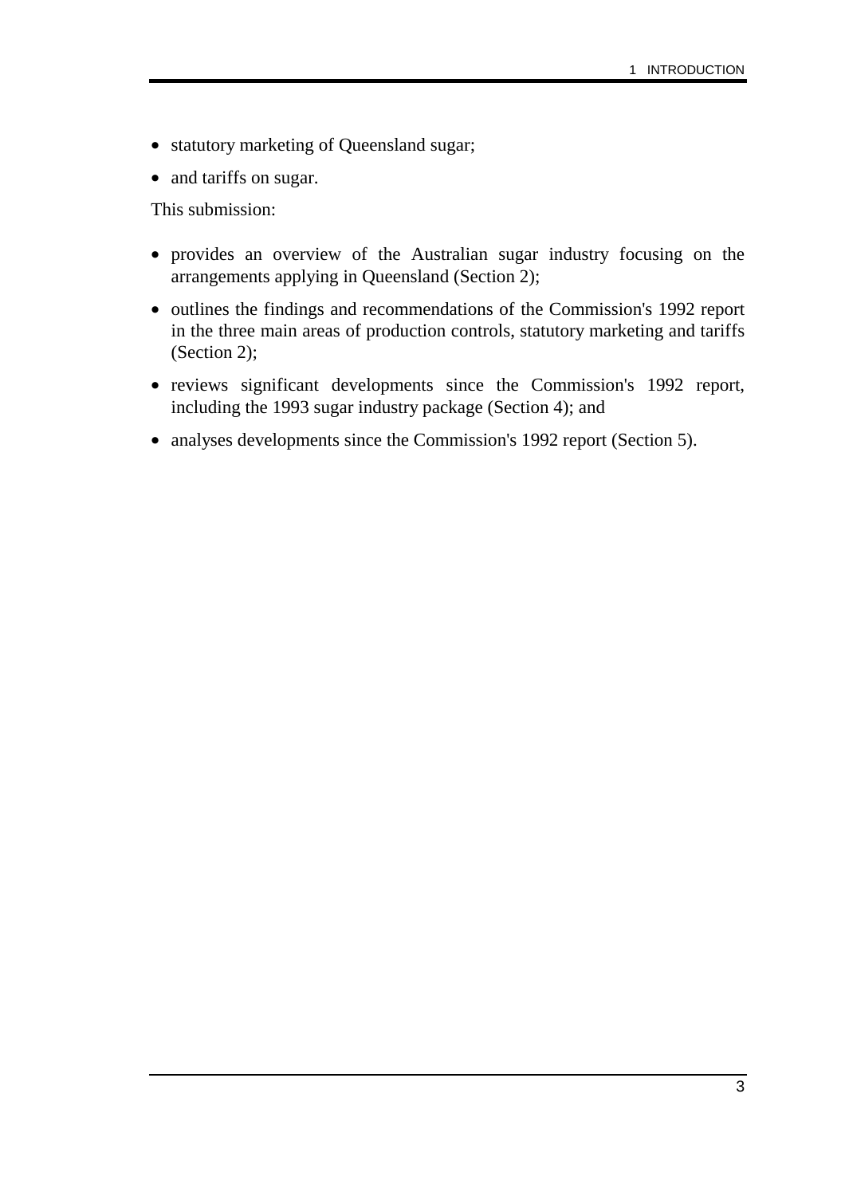- statutory marketing of Queensland sugar;
- and tariffs on sugar.

This submission:

- provides an overview of the Australian sugar industry focusing on the arrangements applying in Queensland (Section 2);
- outlines the findings and recommendations of the Commission's 1992 report in the three main areas of production controls, statutory marketing and tariffs (Section 2);
- reviews significant developments since the Commission's 1992 report, including the 1993 sugar industry package (Section 4); and
- analyses developments since the Commission's 1992 report (Section 5).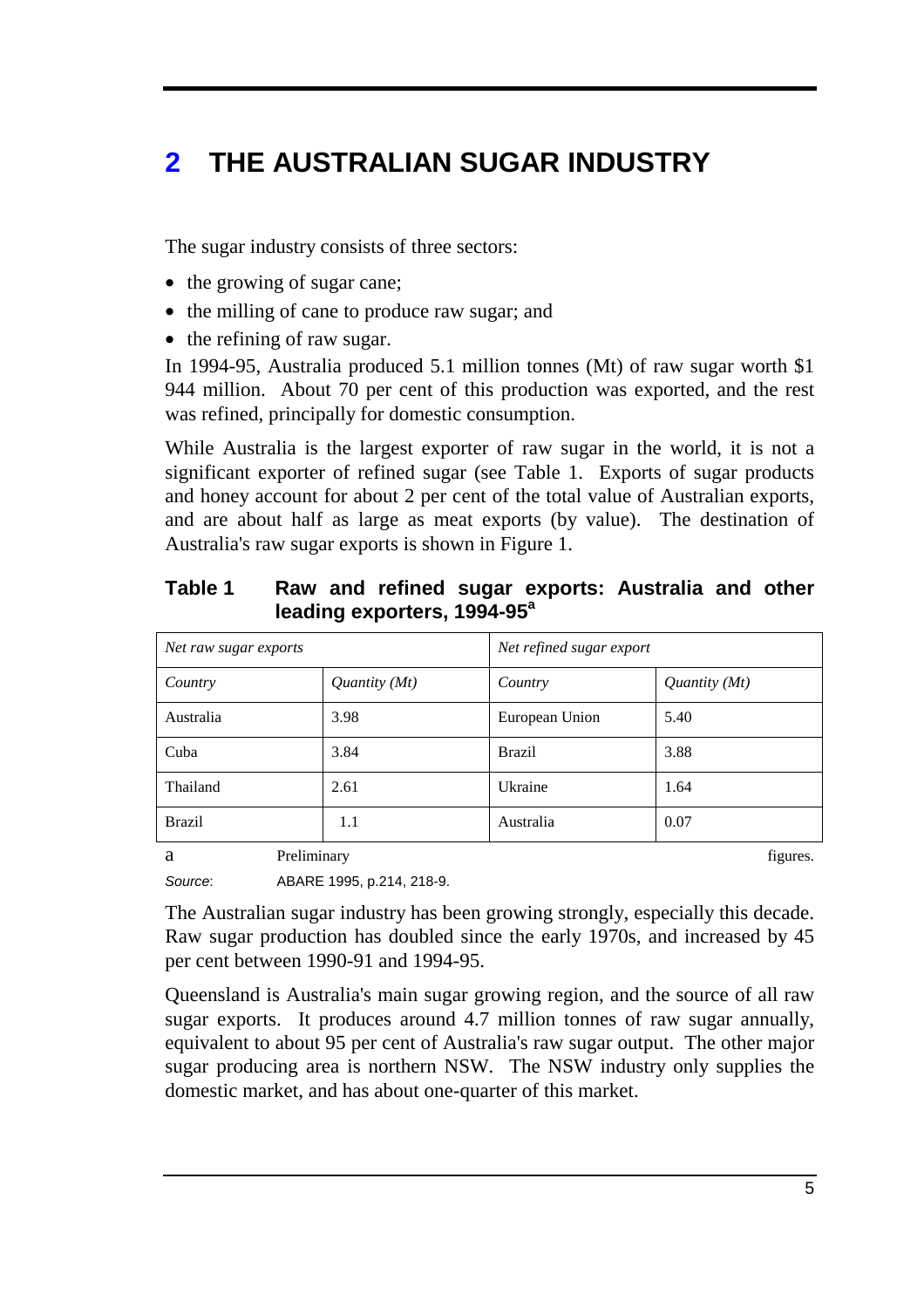# 2 THE AUSTRALIAN SUGAR INDUSTRY

The sugar industry consists of three sectors:

- the growing of sugar cane;
- the milling of cane to produce raw sugar; and
- the refining of raw sugar.

In 1994-95, Australia produced 5.1 million tonnes (Mt) of raw sugar worth $1 944 million. About 70 per cent of this production was exported, and the rest was refined, principally for domestic consumption.

While Australia is the largest exporter of raw sugar in the world, it is not a significant exporter of refined sugar (see Table 1. Exports of sugar products and honey account for about 2 per cent of the total value of Australian exports, and are about half as large as meat exports (by value). The destination of Australia's raw sugar exports is shown in Figure 1.

**Table 1 Raw and refined sugar exports: Australia and other leading exporters, 1994-95[a]**

| *Net raw sugar exports* | | *Net refined sugar export* | |
|---|---|---|---|
| *Country* | *Quantity (Mt)* | *Country* | *Quantity (Mt)* |
| Australia | 3.98 | European Union | 5.40 |
| Cuba | 3.84 | Brazil | 3.88 |
| Thailand | 2.61 | Ukraine | 1.64 |
| Brazil | 1.1 | Australia | 0.07 |

a Preliminary figures.

*Source*: ABARE 1995, p.214, 218-9.

The Australian sugar industry has been growing strongly, especially this decade. Raw sugar production has doubled since the early 1970s, and increased by 45 per cent between 1990-91 and 1994-95.

Queensland is Australia's main sugar growing region, and the source of all raw sugar exports. It produces around 4.7 million tonnes of raw sugar annually, equivalent to about 95 per cent of Australia's raw sugar output. The other major sugar producing area is northern NSW. The NSW industry only supplies the domestic market, and has about one-quarter of this market.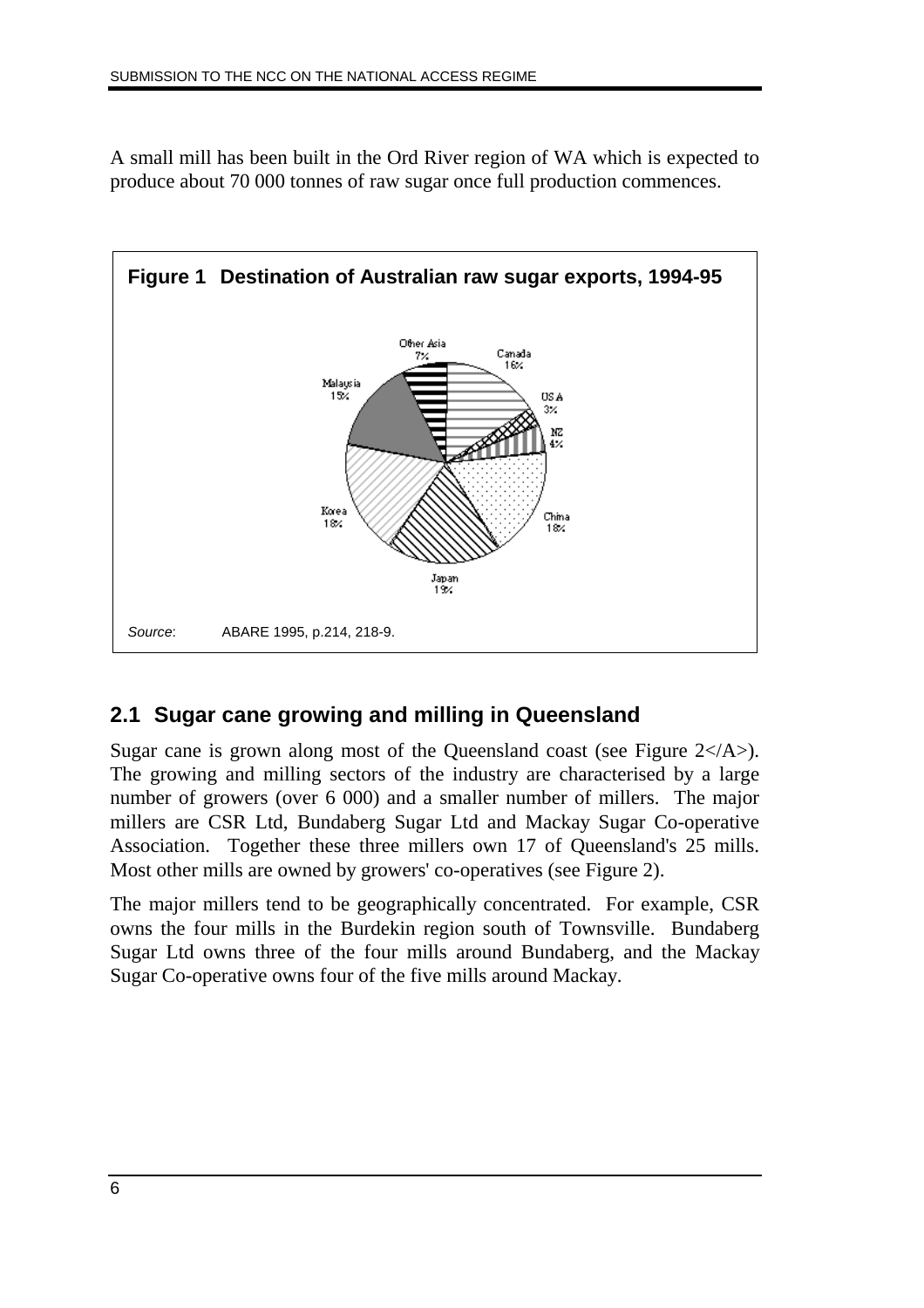A small mill has been built in the Ord River region of WA which is expected to produce about 70 000 tonnes of raw sugar once full production commences.

**Figure 1 Destination of Australian raw sugar exports, 1994-95**

*Source*: ABARE 1995, p.214, 218-9.

## 2.1 Sugar cane growing and milling in Queensland

Sugar cane is grown along most of the Queensland coast (see Figure 2</A>). The growing and milling sectors of the industry are characterised by a large number of growers (over 6 000) and a smaller number of millers. The major millers are CSR Ltd, Bundaberg Sugar Ltd and Mackay Sugar Co-operative Association. Together these three millers own 17 of Queensland's 25 mills. Most other mills are owned by growers' co-operatives (see Figure 2).

The major millers tend to be geographically concentrated. For example, CSR owns the four mills in the Burdekin region south of Townsville. Bundaberg Sugar Ltd owns three of the four mills around Bundaberg, and the Mackay Sugar Co-operative owns four of the five mills around Mackay.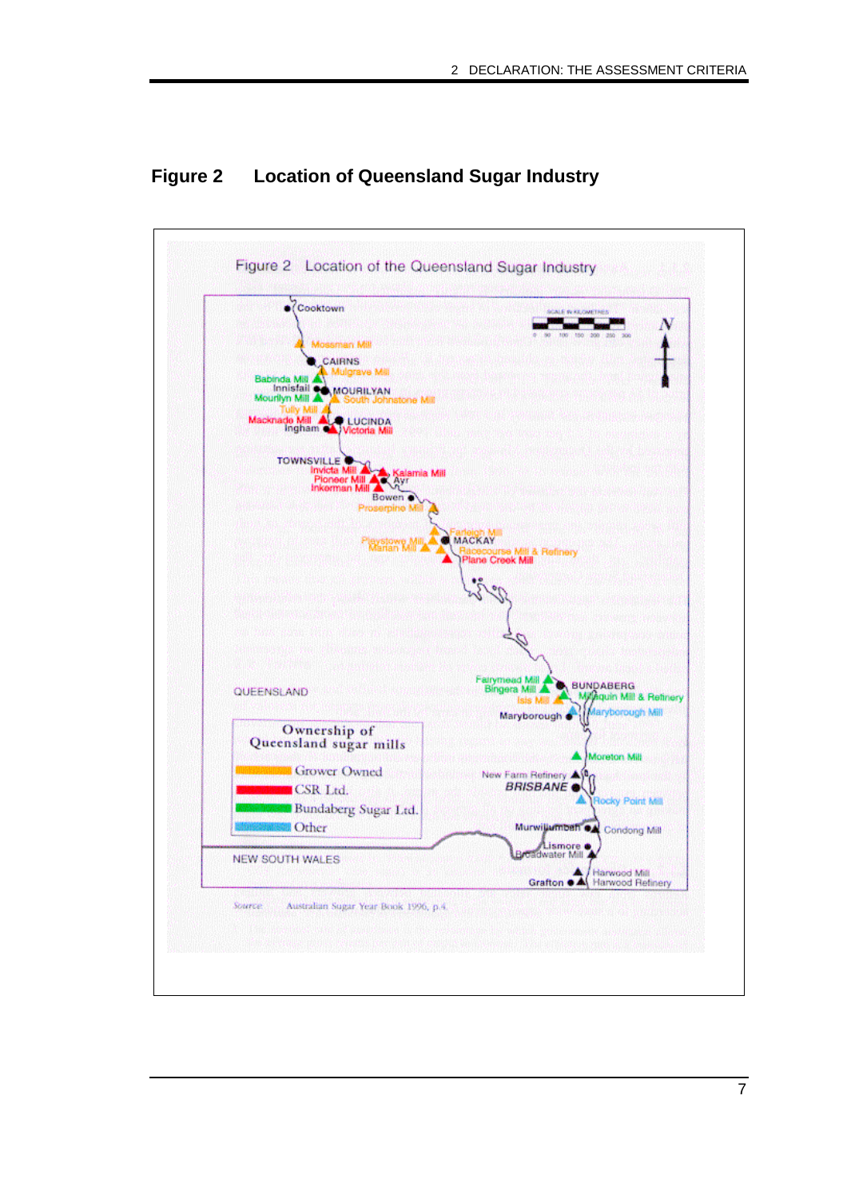## Figure 2 Location of Queensland Sugar Industry

Figure 2 Location of the Queensland Sugar Industry

**Ownership of Queensland sugar mills**

- Grower Owned
- CSR Ltd.
- Bundaberg Sugar Ltd.
- Other

Source: Australian Sugar Year Book 1996, p.4.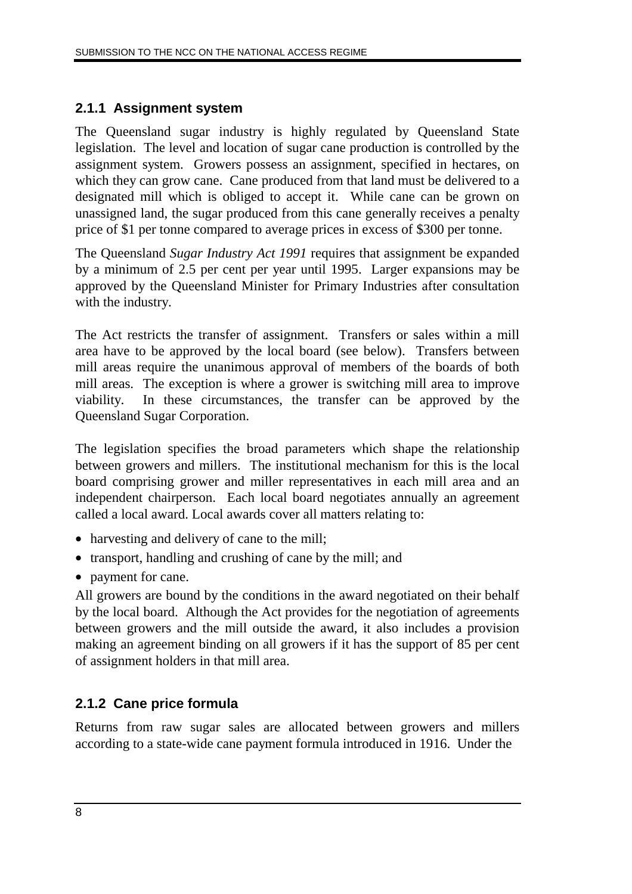### 2.1.1 Assignment system

The Queensland sugar industry is highly regulated by Queensland State legislation. The level and location of sugar cane production is controlled by the assignment system. Growers possess an assignment, specified in hectares, on which they can grow cane. Cane produced from that land must be delivered to a designated mill which is obliged to accept it. While cane can be grown on unassigned land, the sugar produced from this cane generally receives a penalty price of $1 per tonne compared to average prices in excess of $300 per tonne.

The Queensland *Sugar Industry Act 1991* requires that assignment be expanded by a minimum of 2.5 per cent per year until 1995. Larger expansions may be approved by the Queensland Minister for Primary Industries after consultation with the industry.

The Act restricts the transfer of assignment. Transfers or sales within a mill area have to be approved by the local board (see below). Transfers between mill areas require the unanimous approval of members of the boards of both mill areas. The exception is where a grower is switching mill area to improve viability. In these circumstances, the transfer can be approved by the Queensland Sugar Corporation.

The legislation specifies the broad parameters which shape the relationship between growers and millers. The institutional mechanism for this is the local board comprising grower and miller representatives in each mill area and an independent chairperson. Each local board negotiates annually an agreement called a local award. Local awards cover all matters relating to:

- harvesting and delivery of cane to the mill;
- transport, handling and crushing of cane by the mill; and
- payment for cane.

All growers are bound by the conditions in the award negotiated on their behalf by the local board. Although the Act provides for the negotiation of agreements between growers and the mill outside the award, it also includes a provision making an agreement binding on all growers if it has the support of 85 per cent of assignment holders in that mill area.

### 2.1.2 Cane price formula

Returns from raw sugar sales are allocated between growers and millers according to a state-wide cane payment formula introduced in 1916. Under the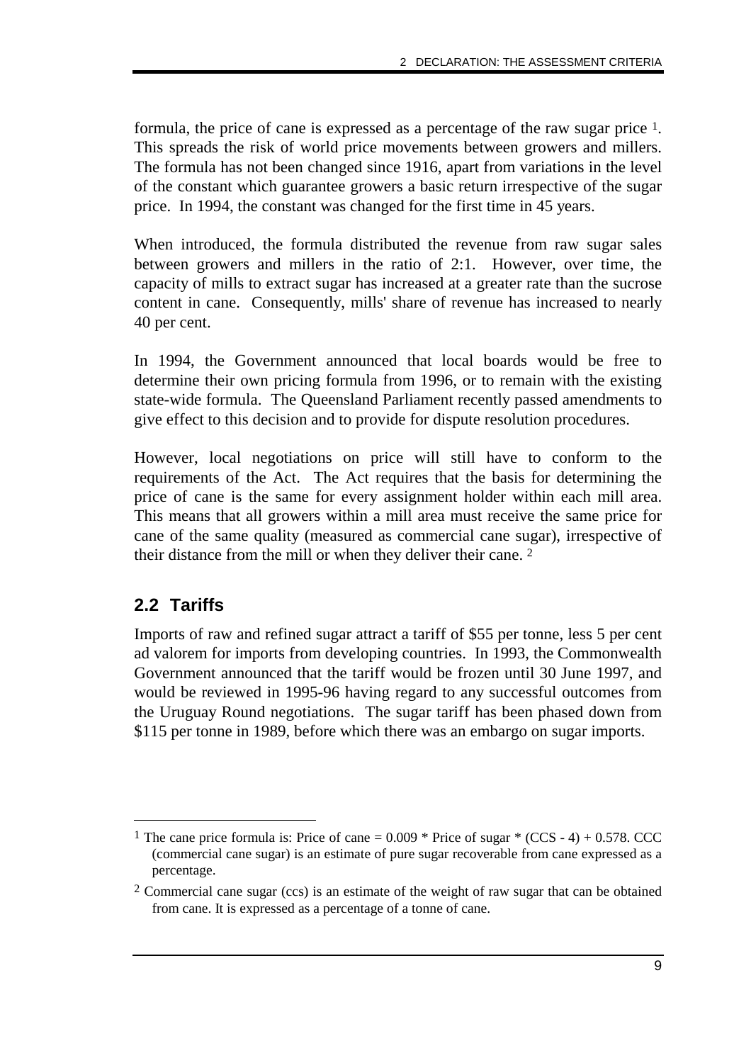formula, the price of cane is expressed as a percentage of the raw sugar price [1]. This spreads the risk of world price movements between growers and millers. The formula has not been changed since 1916, apart from variations in the level of the constant which guarantee growers a basic return irrespective of the sugar price. In 1994, the constant was changed for the first time in 45 years.

When introduced, the formula distributed the revenue from raw sugar sales between growers and millers in the ratio of 2:1. However, over time, the capacity of mills to extract sugar has increased at a greater rate than the sucrose content in cane. Consequently, mills' share of revenue has increased to nearly 40 per cent.

In 1994, the Government announced that local boards would be free to determine their own pricing formula from 1996, or to remain with the existing state-wide formula. The Queensland Parliament recently passed amendments to give effect to this decision and to provide for dispute resolution procedures.

However, local negotiations on price will still have to conform to the requirements of the Act. The Act requires that the basis for determining the price of cane is the same for every assignment holder within each mill area. This means that all growers within a mill area must receive the same price for cane of the same quality (measured as commercial cane sugar), irrespective of their distance from the mill or when they deliver their cane. [2]

## 2.2 Tariffs

Imports of raw and refined sugar attract a tariff of $55 per tonne, less 5 per cent ad valorem for imports from developing countries. In 1993, the Commonwealth Government announced that the tariff would be frozen until 30 June 1997, and would be reviewed in 1995-96 having regard to any successful outcomes from the Uruguay Round negotiations. The sugar tariff has been phased down from $115 per tonne in 1989, before which there was an embargo on sugar imports.

---

[1] The cane price formula is: Price of cane = 0.009 * Price of sugar * (CCS - 4) + 0.578. CCC (commercial cane sugar) is an estimate of pure sugar recoverable from cane expressed as a percentage.

[2] Commercial cane sugar (ccs) is an estimate of the weight of raw sugar that can be obtained from cane. It is expressed as a percentage of a tonne of cane.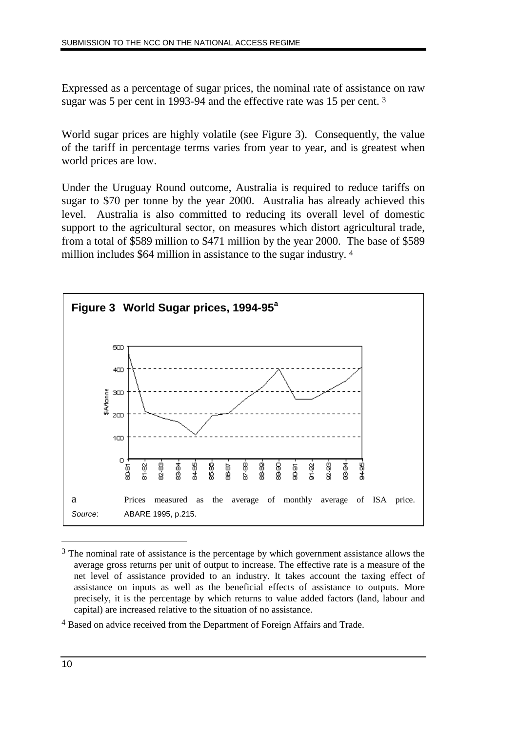Expressed as a percentage of sugar prices, the nominal rate of assistance on raw sugar was 5 per cent in 1993-94 and the effective rate was 15 per cent. [3]

World sugar prices are highly volatile (see Figure 3). Consequently, the value of the tariff in percentage terms varies from year to year, and is greatest when world prices are low.

Under the Uruguay Round outcome, Australia is required to reduce tariffs on sugar to $70 per tonne by the year 2000. Australia has already achieved this level. Australia is also committed to reducing its overall level of domestic support to the agricultural sector, on measures which distort agricultural trade, from a total of $589 million to $471 million by the year 2000. The base of $589 million includes $64 million in assistance to the sugar industry. [4]

**Figure 3 World Sugar prices, 1994-95[a]**

a Prices measured as the average of monthly average of ISA price.

*Source*: ABARE 1995, p.215.

---

[3] The nominal rate of assistance is the percentage by which government assistance allows the average gross returns per unit of output to increase. The effective rate is a measure of the net level of assistance provided to an industry. It takes account the taxing effect of assistance on inputs as well as the beneficial effects of assistance to outputs. More precisely, it is the percentage by which returns to value added factors (land, labour and capital) are increased relative to the situation of no assistance.

[4] Based on advice received from the Department of Foreign Affairs and Trade.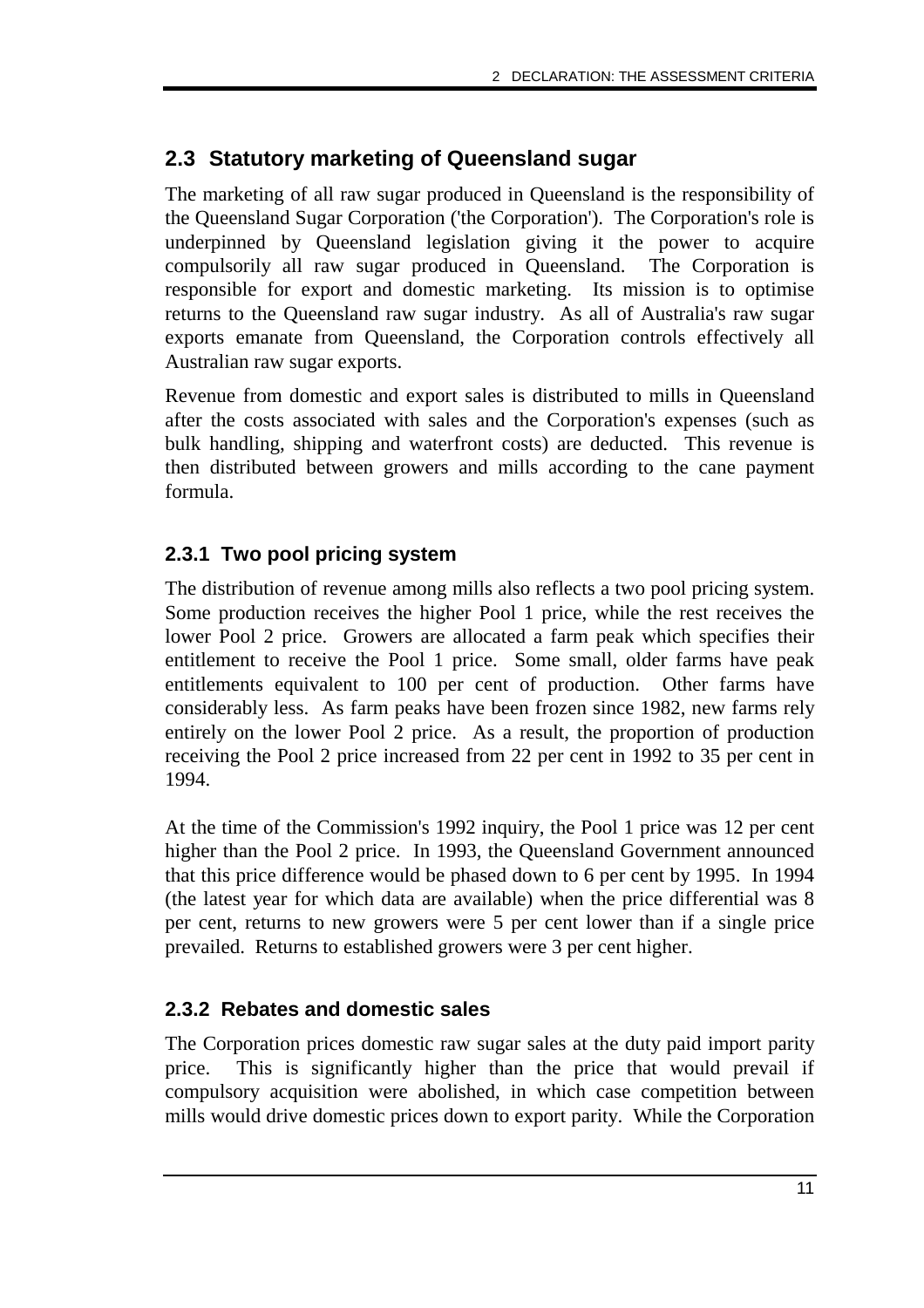## 2.3 Statutory marketing of Queensland sugar

The marketing of all raw sugar produced in Queensland is the responsibility of the Queensland Sugar Corporation ('the Corporation'). The Corporation's role is underpinned by Queensland legislation giving it the power to acquire compulsorily all raw sugar produced in Queensland. The Corporation is responsible for export and domestic marketing. Its mission is to optimise returns to the Queensland raw sugar industry. As all of Australia's raw sugar exports emanate from Queensland, the Corporation controls effectively all Australian raw sugar exports.

Revenue from domestic and export sales is distributed to mills in Queensland after the costs associated with sales and the Corporation's expenses (such as bulk handling, shipping and waterfront costs) are deducted. This revenue is then distributed between growers and mills according to the cane payment formula.

### 2.3.1 Two pool pricing system

The distribution of revenue among mills also reflects a two pool pricing system. Some production receives the higher Pool 1 price, while the rest receives the lower Pool 2 price. Growers are allocated a farm peak which specifies their entitlement to receive the Pool 1 price. Some small, older farms have peak entitlements equivalent to 100 per cent of production. Other farms have considerably less. As farm peaks have been frozen since 1982, new farms rely entirely on the lower Pool 2 price. As a result, the proportion of production receiving the Pool 2 price increased from 22 per cent in 1992 to 35 per cent in 1994.

At the time of the Commission's 1992 inquiry, the Pool 1 price was 12 per cent higher than the Pool 2 price. In 1993, the Queensland Government announced that this price difference would be phased down to 6 per cent by 1995. In 1994 (the latest year for which data are available) when the price differential was 8 per cent, returns to new growers were 5 per cent lower than if a single price prevailed. Returns to established growers were 3 per cent higher.

### 2.3.2 Rebates and domestic sales

The Corporation prices domestic raw sugar sales at the duty paid import parity price. This is significantly higher than the price that would prevail if compulsory acquisition were abolished, in which case competition between mills would drive domestic prices down to export parity. While the Corporation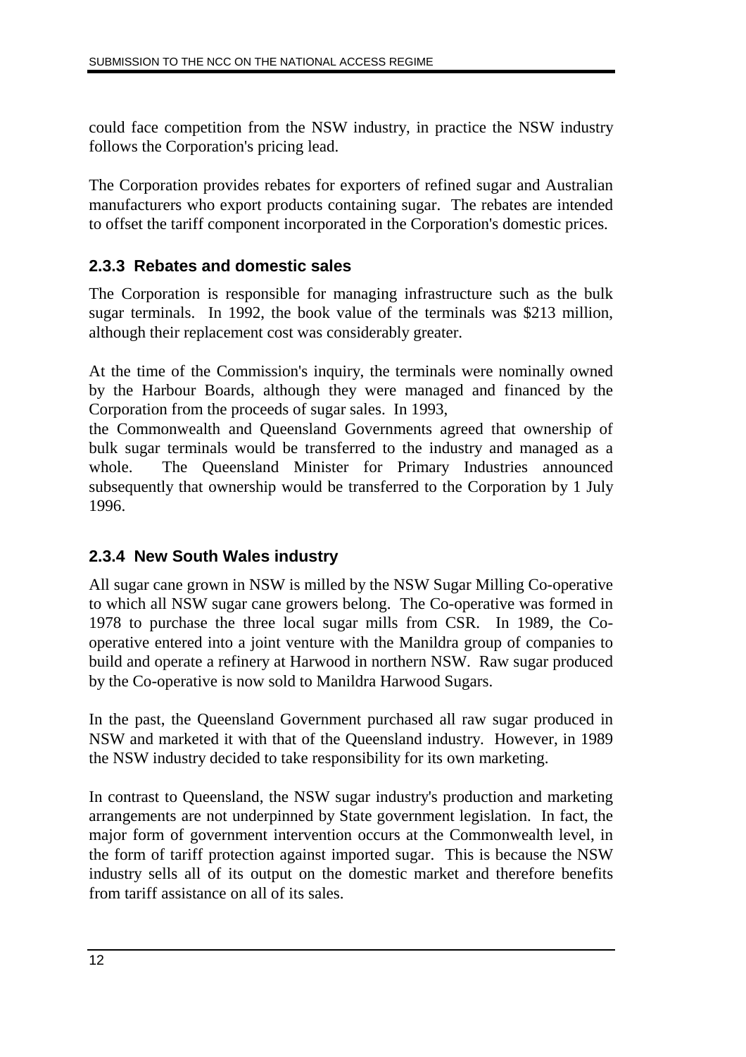could face competition from the NSW industry, in practice the NSW industry follows the Corporation's pricing lead.

The Corporation provides rebates for exporters of refined sugar and Australian manufacturers who export products containing sugar. The rebates are intended to offset the tariff component incorporated in the Corporation's domestic prices.

### 2.3.3 Rebates and domestic sales

The Corporation is responsible for managing infrastructure such as the bulk sugar terminals. In 1992, the book value of the terminals was $213 million, although their replacement cost was considerably greater.

At the time of the Commission's inquiry, the terminals were nominally owned by the Harbour Boards, although they were managed and financed by the Corporation from the proceeds of sugar sales. In 1993, the Commonwealth and Queensland Governments agreed that ownership of bulk sugar terminals would be transferred to the industry and managed as a whole. The Queensland Minister for Primary Industries announced subsequently that ownership would be transferred to the Corporation by 1 July 1996.

### 2.3.4 New South Wales industry

All sugar cane grown in NSW is milled by the NSW Sugar Milling Co-operative to which all NSW sugar cane growers belong. The Co-operative was formed in 1978 to purchase the three local sugar mills from CSR. In 1989, the Co-operative entered into a joint venture with the Manildra group of companies to build and operate a refinery at Harwood in northern NSW. Raw sugar produced by the Co-operative is now sold to Manildra Harwood Sugars.

In the past, the Queensland Government purchased all raw sugar produced in NSW and marketed it with that of the Queensland industry. However, in 1989 the NSW industry decided to take responsibility for its own marketing.

In contrast to Queensland, the NSW sugar industry's production and marketing arrangements are not underpinned by State government legislation. In fact, the major form of government intervention occurs at the Commonwealth level, in the form of tariff protection against imported sugar. This is because the NSW industry sells all of its output on the domestic market and therefore benefits from tariff assistance on all of its sales.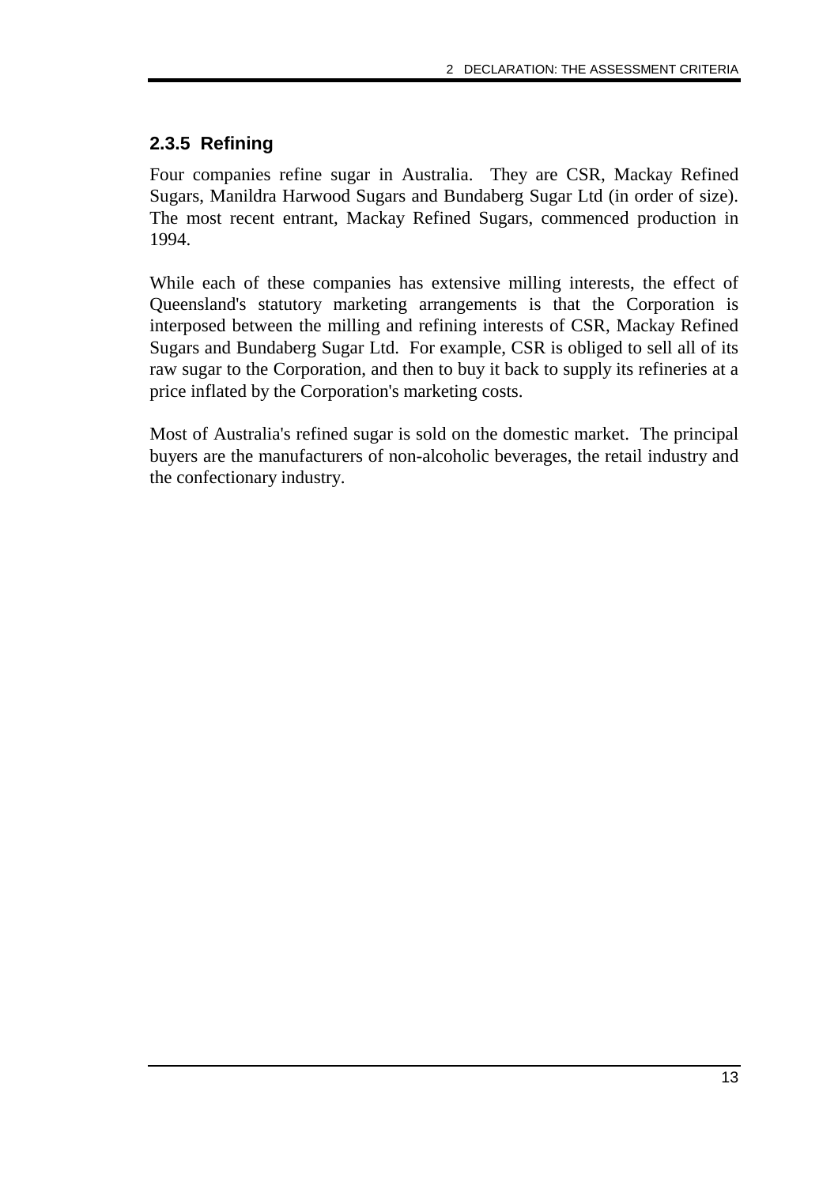### 2.3.5 Refining

Four companies refine sugar in Australia. They are CSR, Mackay Refined Sugars, Manildra Harwood Sugars and Bundaberg Sugar Ltd (in order of size). The most recent entrant, Mackay Refined Sugars, commenced production in 1994.

While each of these companies has extensive milling interests, the effect of Queensland's statutory marketing arrangements is that the Corporation is interposed between the milling and refining interests of CSR, Mackay Refined Sugars and Bundaberg Sugar Ltd. For example, CSR is obliged to sell all of its raw sugar to the Corporation, and then to buy it back to supply its refineries at a price inflated by the Corporation's marketing costs.

Most of Australia's refined sugar is sold on the domestic market. The principal buyers are the manufacturers of non-alcoholic beverages, the retail industry and the confectionary industry.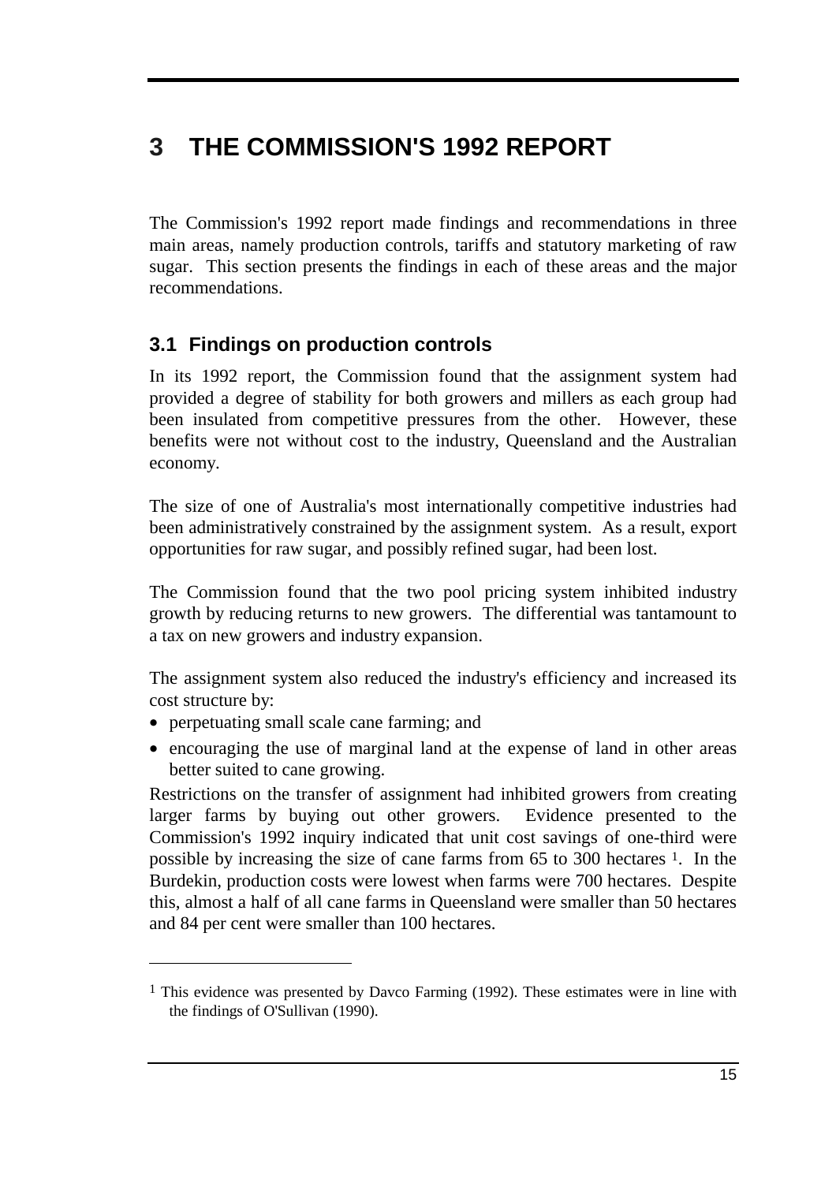# 3 THE COMMISSION'S 1992 REPORT

The Commission's 1992 report made findings and recommendations in three main areas, namely production controls, tariffs and statutory marketing of raw sugar. This section presents the findings in each of these areas and the major recommendations.

## 3.1 Findings on production controls

In its 1992 report, the Commission found that the assignment system had provided a degree of stability for both growers and millers as each group had been insulated from competitive pressures from the other. However, these benefits were not without cost to the industry, Queensland and the Australian economy.

The size of one of Australia's most internationally competitive industries had been administratively constrained by the assignment system. As a result, export opportunities for raw sugar, and possibly refined sugar, had been lost.

The Commission found that the two pool pricing system inhibited industry growth by reducing returns to new growers. The differential was tantamount to a tax on new growers and industry expansion.

The assignment system also reduced the industry's efficiency and increased its cost structure by:

- perpetuating small scale cane farming; and
- encouraging the use of marginal land at the expense of land in other areas better suited to cane growing.

Restrictions on the transfer of assignment had inhibited growers from creating larger farms by buying out other growers. Evidence presented to the Commission's 1992 inquiry indicated that unit cost savings of one-third were possible by increasing the size of cane farms from 65 to 300 hectares [1]. In the Burdekin, production costs were lowest when farms were 700 hectares. Despite this, almost a half of all cane farms in Queensland were smaller than 50 hectares and 84 per cent were smaller than 100 hectares.

---

[1] This evidence was presented by Davco Farming (1992). These estimates were in line with the findings of O'Sullivan (1990).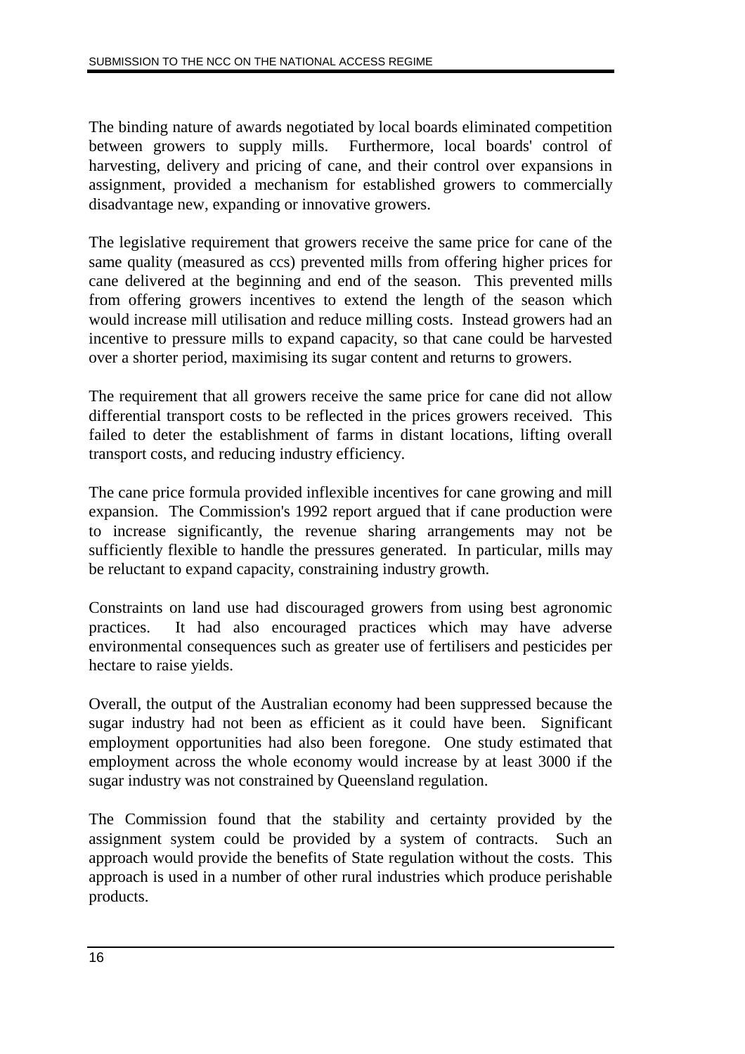The binding nature of awards negotiated by local boards eliminated competition between growers to supply mills. Furthermore, local boards' control of harvesting, delivery and pricing of cane, and their control over expansions in assignment, provided a mechanism for established growers to commercially disadvantage new, expanding or innovative growers.

The legislative requirement that growers receive the same price for cane of the same quality (measured as ccs) prevented mills from offering higher prices for cane delivered at the beginning and end of the season. This prevented mills from offering growers incentives to extend the length of the season which would increase mill utilisation and reduce milling costs. Instead growers had an incentive to pressure mills to expand capacity, so that cane could be harvested over a shorter period, maximising its sugar content and returns to growers.

The requirement that all growers receive the same price for cane did not allow differential transport costs to be reflected in the prices growers received. This failed to deter the establishment of farms in distant locations, lifting overall transport costs, and reducing industry efficiency.

The cane price formula provided inflexible incentives for cane growing and mill expansion. The Commission's 1992 report argued that if cane production were to increase significantly, the revenue sharing arrangements may not be sufficiently flexible to handle the pressures generated. In particular, mills may be reluctant to expand capacity, constraining industry growth.

Constraints on land use had discouraged growers from using best agronomic practices. It had also encouraged practices which may have adverse environmental consequences such as greater use of fertilisers and pesticides per hectare to raise yields.

Overall, the output of the Australian economy had been suppressed because the sugar industry had not been as efficient as it could have been. Significant employment opportunities had also been foregone. One study estimated that employment across the whole economy would increase by at least 3000 if the sugar industry was not constrained by Queensland regulation.

The Commission found that the stability and certainty provided by the assignment system could be provided by a system of contracts. Such an approach would provide the benefits of State regulation without the costs. This approach is used in a number of other rural industries which produce perishable products.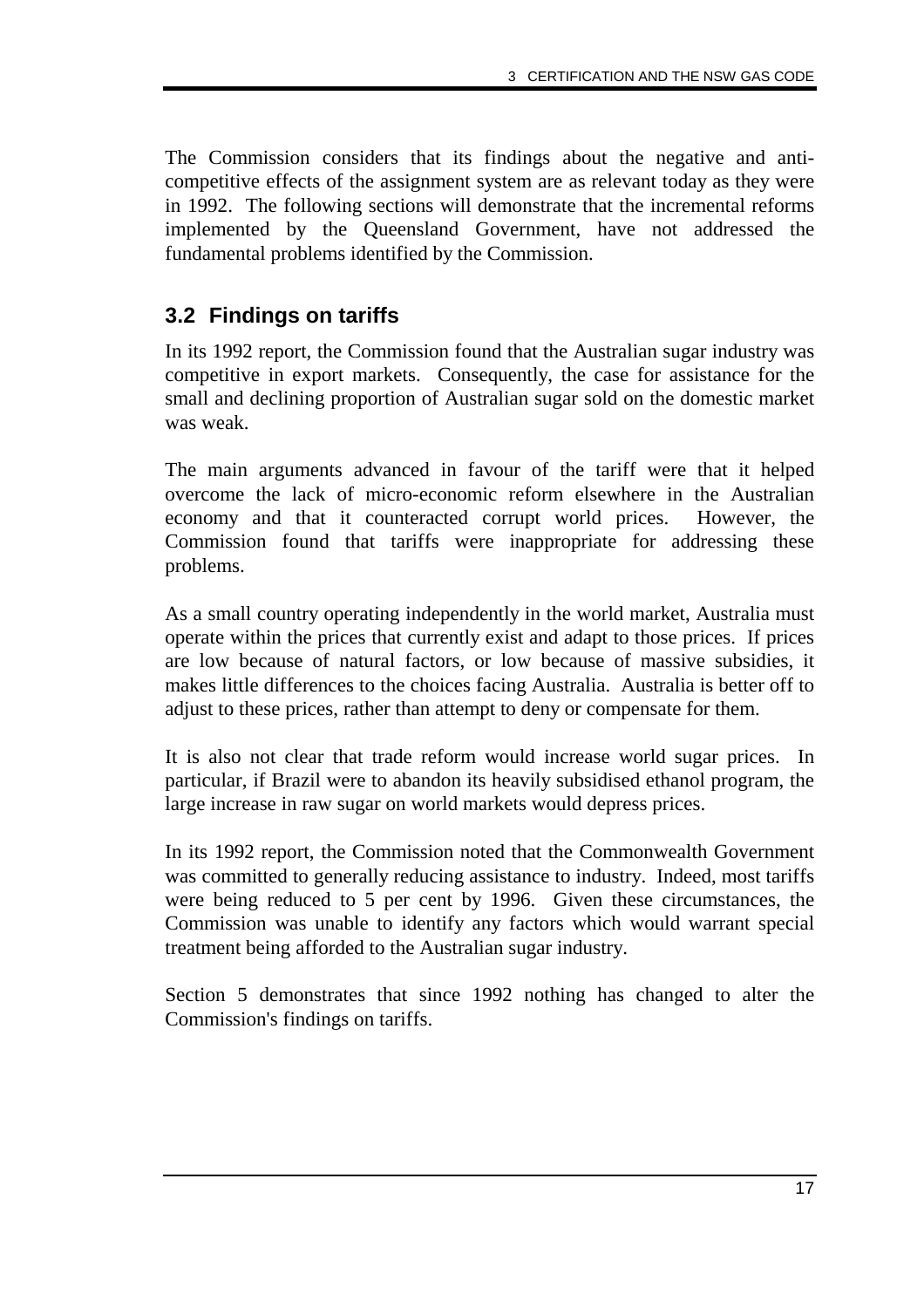The Commission considers that its findings about the negative and anti-competitive effects of the assignment system are as relevant today as they were in 1992. The following sections will demonstrate that the incremental reforms implemented by the Queensland Government, have not addressed the fundamental problems identified by the Commission.

## 3.2 Findings on tariffs

In its 1992 report, the Commission found that the Australian sugar industry was competitive in export markets. Consequently, the case for assistance for the small and declining proportion of Australian sugar sold on the domestic market was weak.

The main arguments advanced in favour of the tariff were that it helped overcome the lack of micro-economic reform elsewhere in the Australian economy and that it counteracted corrupt world prices. However, the Commission found that tariffs were inappropriate for addressing these problems.

As a small country operating independently in the world market, Australia must operate within the prices that currently exist and adapt to those prices. If prices are low because of natural factors, or low because of massive subsidies, it makes little differences to the choices facing Australia. Australia is better off to adjust to these prices, rather than attempt to deny or compensate for them.

It is also not clear that trade reform would increase world sugar prices. In particular, if Brazil were to abandon its heavily subsidised ethanol program, the large increase in raw sugar on world markets would depress prices.

In its 1992 report, the Commission noted that the Commonwealth Government was committed to generally reducing assistance to industry. Indeed, most tariffs were being reduced to 5 per cent by 1996. Given these circumstances, the Commission was unable to identify any factors which would warrant special treatment being afforded to the Australian sugar industry.

Section 5 demonstrates that since 1992 nothing has changed to alter the Commission's findings on tariffs.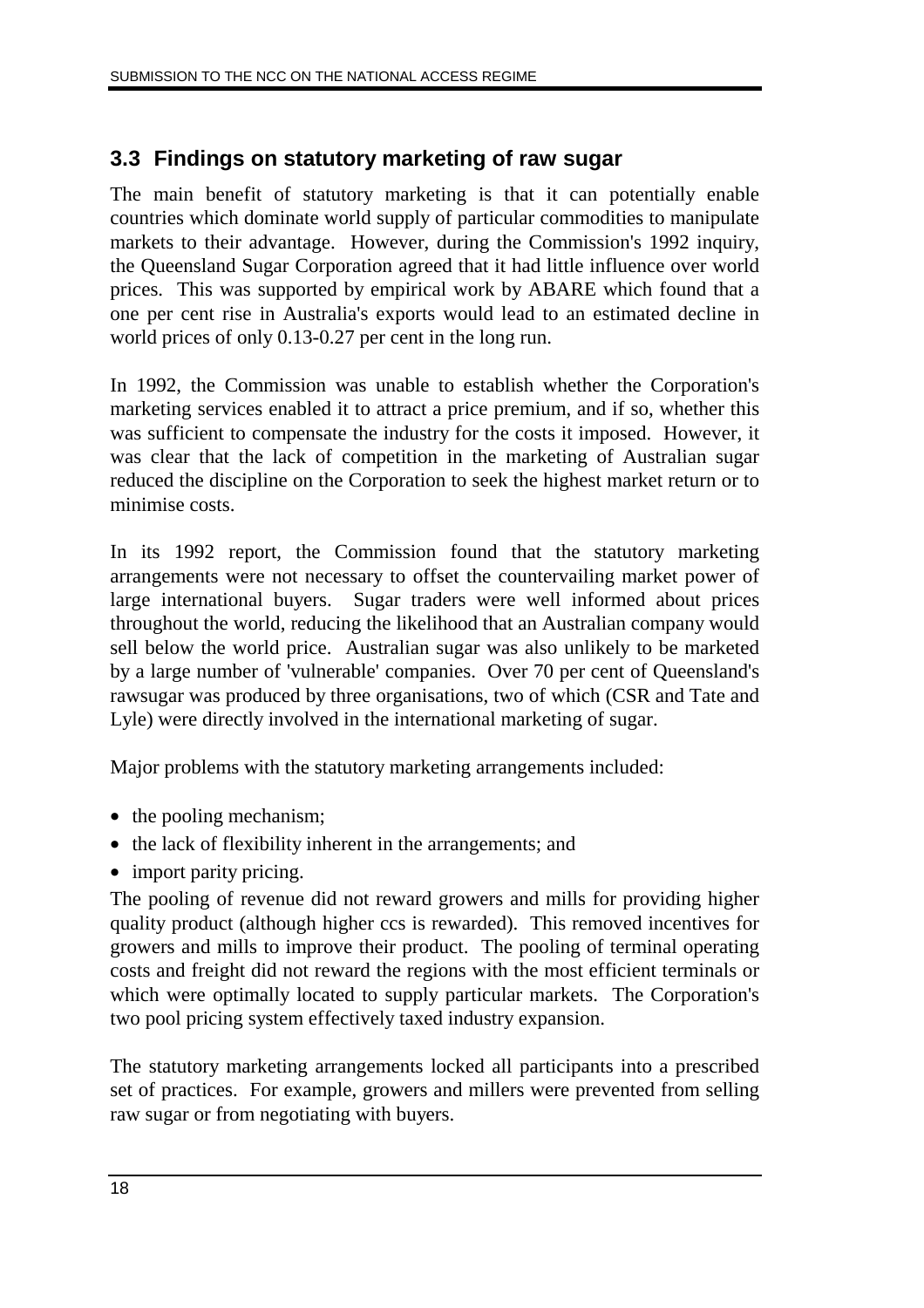### 3.3 Findings on statutory marketing of raw sugar

The main benefit of statutory marketing is that it can potentially enable countries which dominate world supply of particular commodities to manipulate markets to their advantage. However, during the Commission's 1992 inquiry, the Queensland Sugar Corporation agreed that it had little influence over world prices. This was supported by empirical work by ABARE which found that a one per cent rise in Australia's exports would lead to an estimated decline in world prices of only 0.13-0.27 per cent in the long run.

In 1992, the Commission was unable to establish whether the Corporation's marketing services enabled it to attract a price premium, and if so, whether this was sufficient to compensate the industry for the costs it imposed. However, it was clear that the lack of competition in the marketing of Australian sugar reduced the discipline on the Corporation to seek the highest market return or to minimise costs.

In its 1992 report, the Commission found that the statutory marketing arrangements were not necessary to offset the countervailing market power of large international buyers. Sugar traders were well informed about prices throughout the world, reducing the likelihood that an Australian company would sell below the world price. Australian sugar was also unlikely to be marketed by a large number of 'vulnerable' companies. Over 70 per cent of Queensland's rawsugar was produced by three organisations, two of which (CSR and Tate and Lyle) were directly involved in the international marketing of sugar.

Major problems with the statutory marketing arrangements included:

- the pooling mechanism;
- the lack of flexibility inherent in the arrangements; and
- import parity pricing.

The pooling of revenue did not reward growers and mills for providing higher quality product (although higher ccs is rewarded). This removed incentives for growers and mills to improve their product. The pooling of terminal operating costs and freight did not reward the regions with the most efficient terminals or which were optimally located to supply particular markets. The Corporation's two pool pricing system effectively taxed industry expansion.

The statutory marketing arrangements locked all participants into a prescribed set of practices. For example, growers and millers were prevented from selling raw sugar or from negotiating with buyers.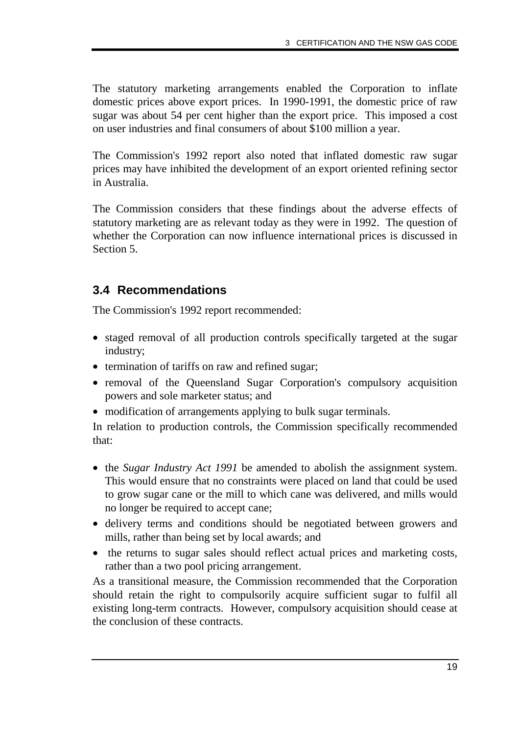The statutory marketing arrangements enabled the Corporation to inflate domestic prices above export prices. In 1990-1991, the domestic price of raw sugar was about 54 per cent higher than the export price. This imposed a cost on user industries and final consumers of about $100 million a year.

The Commission's 1992 report also noted that inflated domestic raw sugar prices may have inhibited the development of an export oriented refining sector in Australia.

The Commission considers that these findings about the adverse effects of statutory marketing are as relevant today as they were in 1992. The question of whether the Corporation can now influence international prices is discussed in Section 5.

## 3.4 Recommendations

The Commission's 1992 report recommended:

- staged removal of all production controls specifically targeted at the sugar industry;
- termination of tariffs on raw and refined sugar;
- removal of the Queensland Sugar Corporation's compulsory acquisition powers and sole marketer status; and
- modification of arrangements applying to bulk sugar terminals.

In relation to production controls, the Commission specifically recommended that:

- the *Sugar Industry Act 1991* be amended to abolish the assignment system. This would ensure that no constraints were placed on land that could be used to grow sugar cane or the mill to which cane was delivered, and mills would no longer be required to accept cane;
- delivery terms and conditions should be negotiated between growers and mills, rather than being set by local awards; and
- the returns to sugar sales should reflect actual prices and marketing costs, rather than a two pool pricing arrangement.

As a transitional measure, the Commission recommended that the Corporation should retain the right to compulsorily acquire sufficient sugar to fulfil all existing long-term contracts. However, compulsory acquisition should cease at the conclusion of these contracts.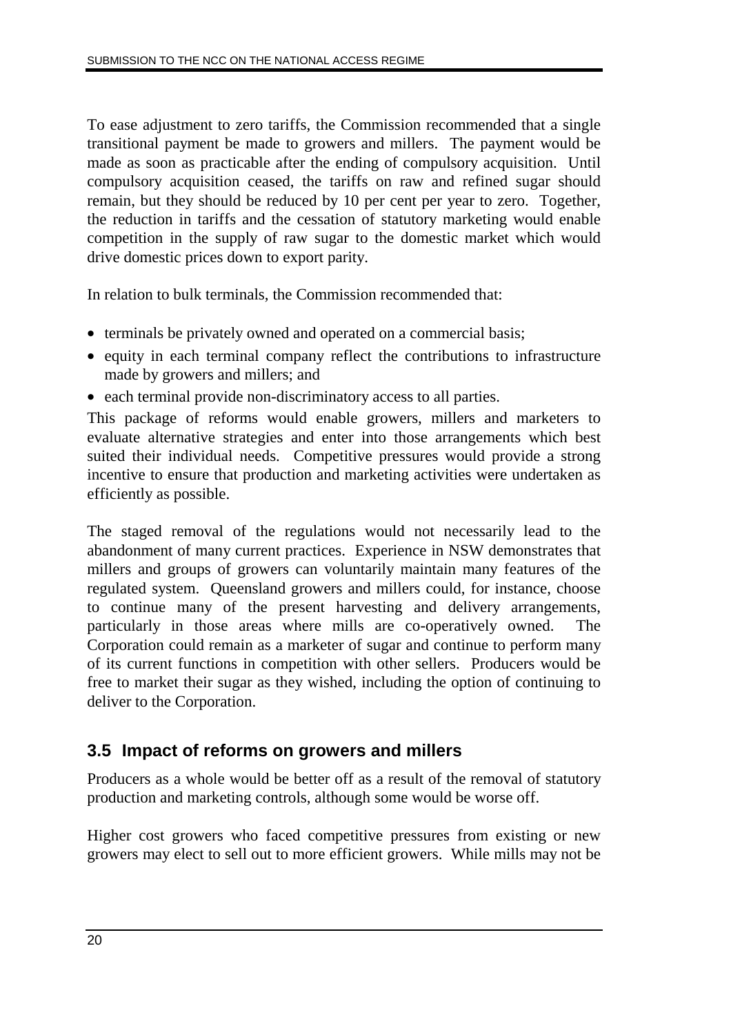To ease adjustment to zero tariffs, the Commission recommended that a single transitional payment be made to growers and millers. The payment would be made as soon as practicable after the ending of compulsory acquisition. Until compulsory acquisition ceased, the tariffs on raw and refined sugar should remain, but they should be reduced by 10 per cent per year to zero. Together, the reduction in tariffs and the cessation of statutory marketing would enable competition in the supply of raw sugar to the domestic market which would drive domestic prices down to export parity.

In relation to bulk terminals, the Commission recommended that:

- terminals be privately owned and operated on a commercial basis;
- equity in each terminal company reflect the contributions to infrastructure made by growers and millers; and
- each terminal provide non-discriminatory access to all parties.

This package of reforms would enable growers, millers and marketers to evaluate alternative strategies and enter into those arrangements which best suited their individual needs. Competitive pressures would provide a strong incentive to ensure that production and marketing activities were undertaken as efficiently as possible.

The staged removal of the regulations would not necessarily lead to the abandonment of many current practices. Experience in NSW demonstrates that millers and groups of growers can voluntarily maintain many features of the regulated system. Queensland growers and millers could, for instance, choose to continue many of the present harvesting and delivery arrangements, particularly in those areas where mills are co-operatively owned. The Corporation could remain as a marketer of sugar and continue to perform many of its current functions in competition with other sellers. Producers would be free to market their sugar as they wished, including the option of continuing to deliver to the Corporation.

## 3.5 Impact of reforms on growers and millers

Producers as a whole would be better off as a result of the removal of statutory production and marketing controls, although some would be worse off.

Higher cost growers who faced competitive pressures from existing or new growers may elect to sell out to more efficient growers. While mills may not be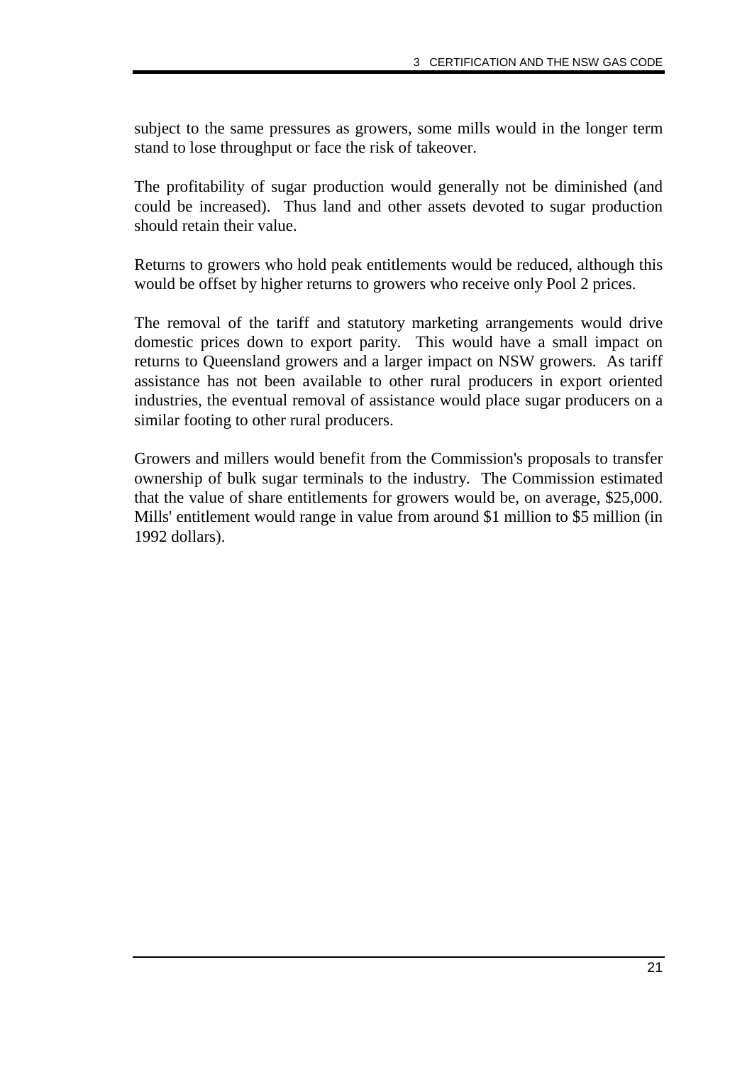subject to the same pressures as growers, some mills would in the longer term stand to lose throughput or face the risk of takeover.

The profitability of sugar production would generally not be diminished (and could be increased). Thus land and other assets devoted to sugar production should retain their value.

Returns to growers who hold peak entitlements would be reduced, although this would be offset by higher returns to growers who receive only Pool 2 prices.

The removal of the tariff and statutory marketing arrangements would drive domestic prices down to export parity. This would have a small impact on returns to Queensland growers and a larger impact on NSW growers. As tariff assistance has not been available to other rural producers in export oriented industries, the eventual removal of assistance would place sugar producers on a similar footing to other rural producers.

Growers and millers would benefit from the Commission's proposals to transfer ownership of bulk sugar terminals to the industry. The Commission estimated that the value of share entitlements for growers would be, on average, $25,000. Mills' entitlement would range in value from around $1 million to $5 million (in 1992 dollars).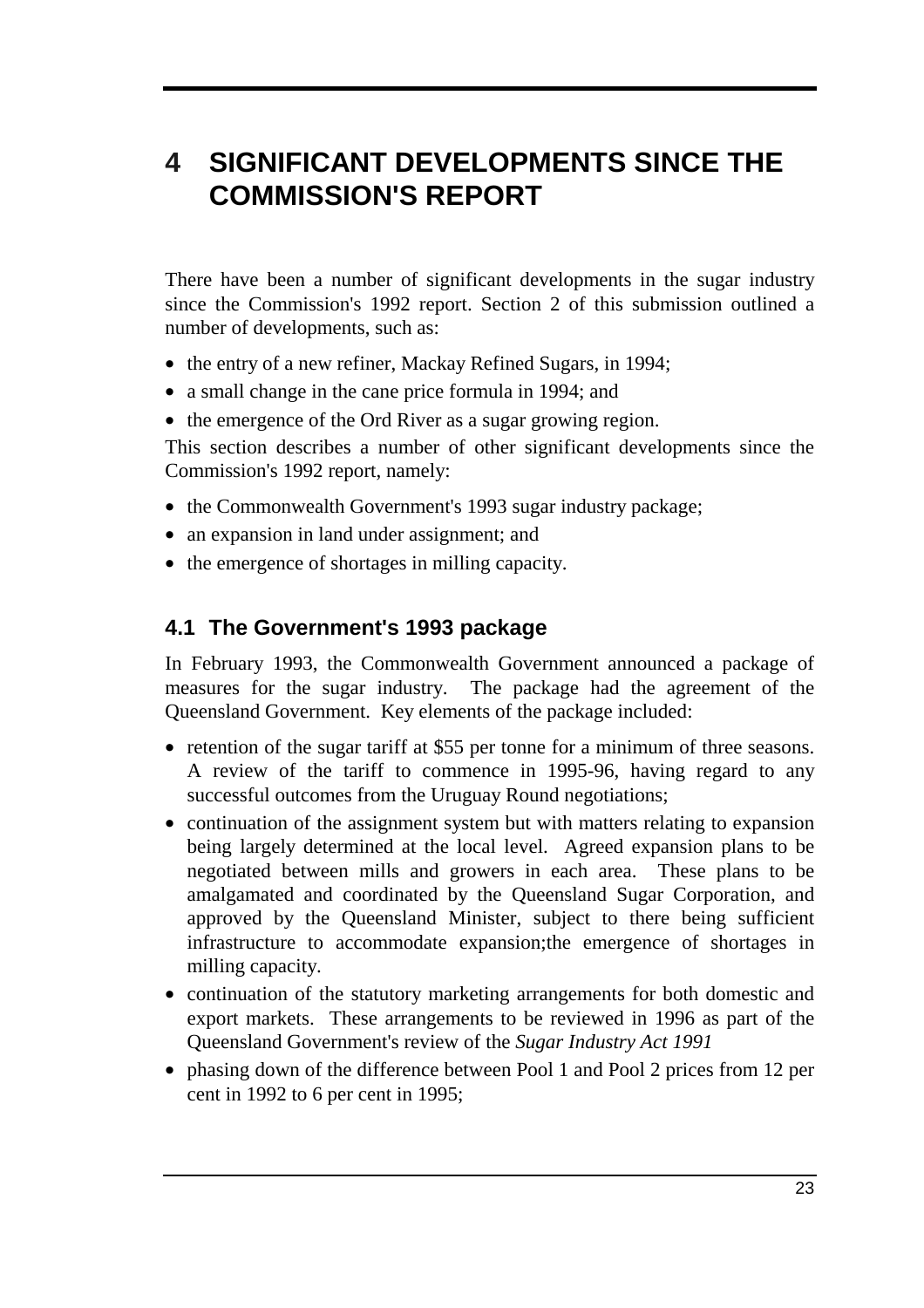# 4 SIGNIFICANT DEVELOPMENTS SINCE THE COMMISSION'S REPORT

There have been a number of significant developments in the sugar industry since the Commission's 1992 report. Section 2 of this submission outlined a number of developments, such as:

- the entry of a new refiner, Mackay Refined Sugars, in 1994;
- a small change in the cane price formula in 1994; and
- the emergence of the Ord River as a sugar growing region.

This section describes a number of other significant developments since the Commission's 1992 report, namely:

- the Commonwealth Government's 1993 sugar industry package;
- an expansion in land under assignment; and
- the emergence of shortages in milling capacity.

## 4.1 The Government's 1993 package

In February 1993, the Commonwealth Government announced a package of measures for the sugar industry. The package had the agreement of the Queensland Government. Key elements of the package included:

- retention of the sugar tariff at $55 per tonne for a minimum of three seasons. A review of the tariff to commence in 1995-96, having regard to any successful outcomes from the Uruguay Round negotiations;
- continuation of the assignment system but with matters relating to expansion being largely determined at the local level. Agreed expansion plans to be negotiated between mills and growers in each area. These plans to be amalgamated and coordinated by the Queensland Sugar Corporation, and approved by the Queensland Minister, subject to there being sufficient infrastructure to accommodate expansion;the emergence of shortages in milling capacity.
- continuation of the statutory marketing arrangements for both domestic and export markets. These arrangements to be reviewed in 1996 as part of the Queensland Government's review of the *Sugar Industry Act 1991*
- phasing down of the difference between Pool 1 and Pool 2 prices from 12 per cent in 1992 to 6 per cent in 1995;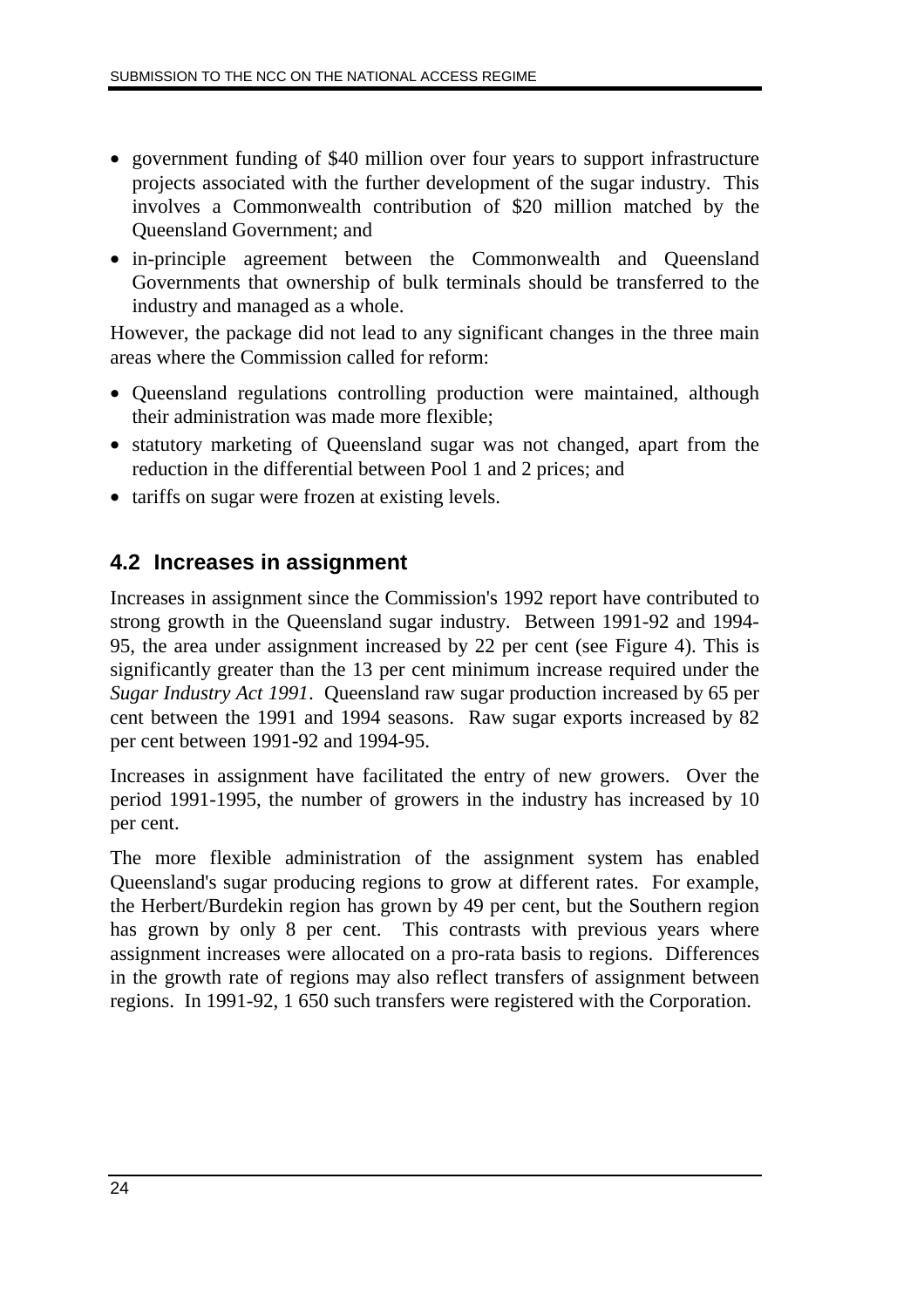- government funding of $40 million over four years to support infrastructure projects associated with the further development of the sugar industry. This involves a Commonwealth contribution of $20 million matched by the Queensland Government; and
- in-principle agreement between the Commonwealth and Queensland Governments that ownership of bulk terminals should be transferred to the industry and managed as a whole.

However, the package did not lead to any significant changes in the three main areas where the Commission called for reform:

- Queensland regulations controlling production were maintained, although their administration was made more flexible;
- statutory marketing of Queensland sugar was not changed, apart from the reduction in the differential between Pool 1 and 2 prices; and
- tariffs on sugar were frozen at existing levels.

## 4.2 Increases in assignment

Increases in assignment since the Commission's 1992 report have contributed to strong growth in the Queensland sugar industry. Between 1991-92 and 1994-95, the area under assignment increased by 22 per cent (see Figure 4). This is significantly greater than the 13 per cent minimum increase required under the *Sugar Industry Act 1991*. Queensland raw sugar production increased by 65 per cent between the 1991 and 1994 seasons. Raw sugar exports increased by 82 per cent between 1991-92 and 1994-95.

Increases in assignment have facilitated the entry of new growers. Over the period 1991-1995, the number of growers in the industry has increased by 10 per cent.

The more flexible administration of the assignment system has enabled Queensland's sugar producing regions to grow at different rates. For example, the Herbert/Burdekin region has grown by 49 per cent, but the Southern region has grown by only 8 per cent. This contrasts with previous years where assignment increases were allocated on a pro-rata basis to regions. Differences in the growth rate of regions may also reflect transfers of assignment between regions. In 1991-92, 1 650 such transfers were registered with the Corporation.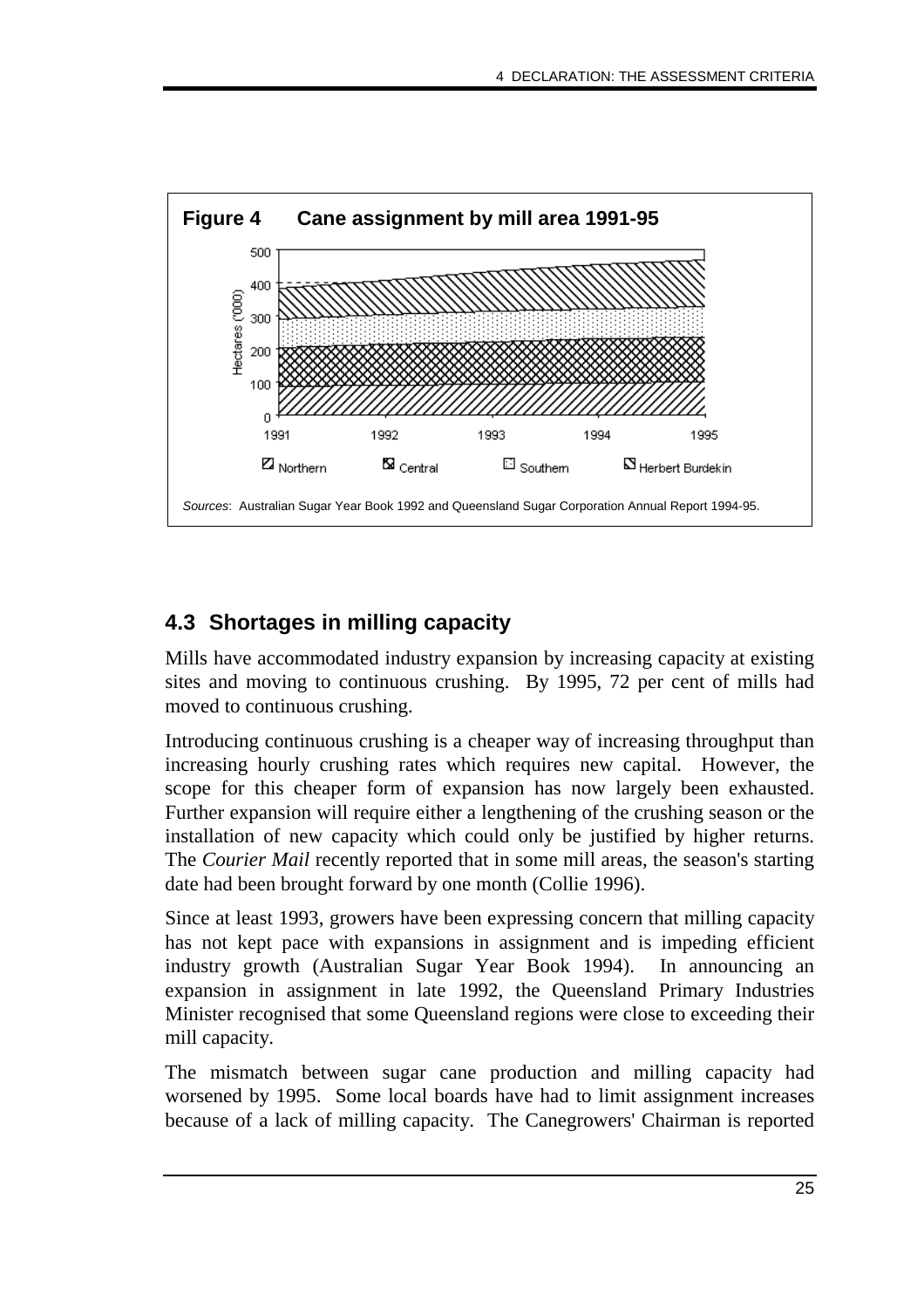**Figure 4 Cane assignment by mill area 1991-95**

*Sources*: Australian Sugar Year Book 1992 and Queensland Sugar Corporation Annual Report 1994-95.

## 4.3 Shortages in milling capacity

Mills have accommodated industry expansion by increasing capacity at existing sites and moving to continuous crushing. By 1995, 72 per cent of mills had moved to continuous crushing.

Introducing continuous crushing is a cheaper way of increasing throughput than increasing hourly crushing rates which requires new capital. However, the scope for this cheaper form of expansion has now largely been exhausted. Further expansion will require either a lengthening of the crushing season or the installation of new capacity which could only be justified by higher returns. The *Courier Mail* recently reported that in some mill areas, the season's starting date had been brought forward by one month (Collie 1996).

Since at least 1993, growers have been expressing concern that milling capacity has not kept pace with expansions in assignment and is impeding efficient industry growth (Australian Sugar Year Book 1994). In announcing an expansion in assignment in late 1992, the Queensland Primary Industries Minister recognised that some Queensland regions were close to exceeding their mill capacity.

The mismatch between sugar cane production and milling capacity had worsened by 1995. Some local boards have had to limit assignment increases because of a lack of milling capacity. The Canegrowers' Chairman is reported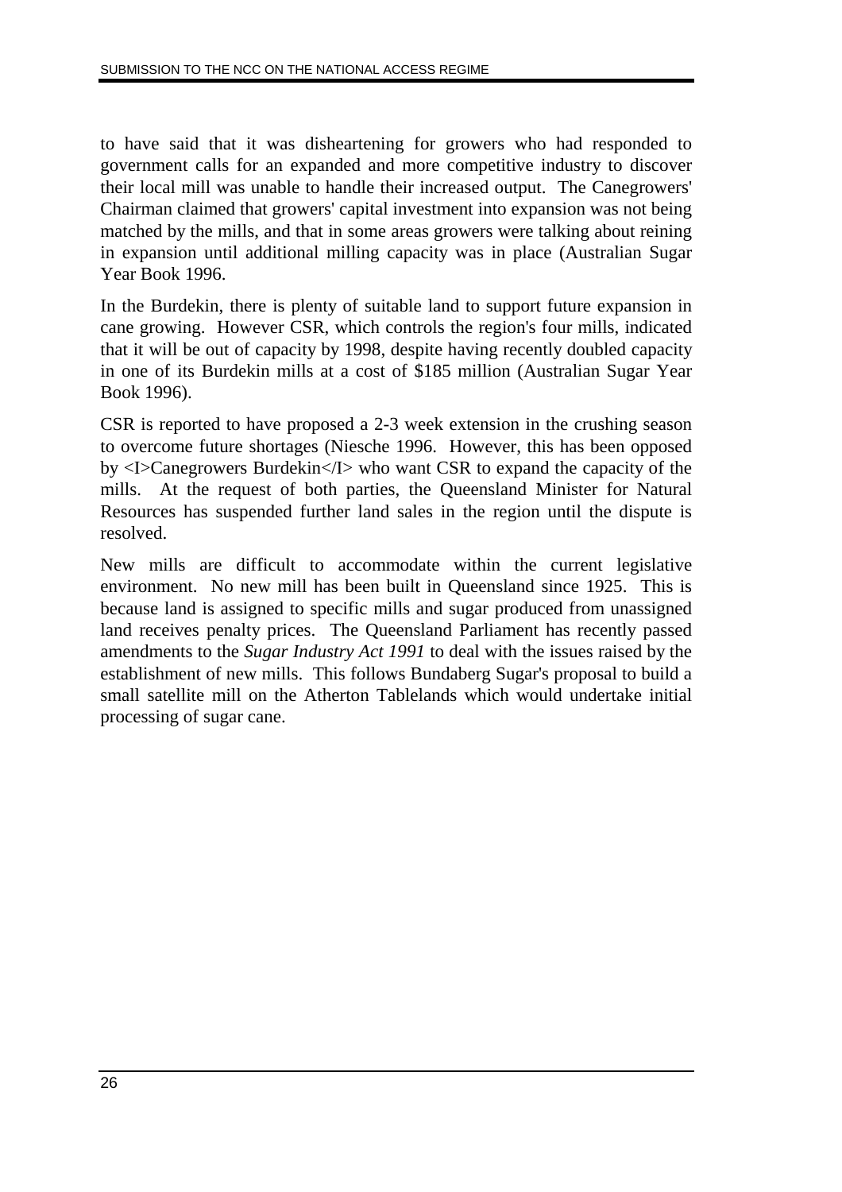to have said that it was disheartening for growers who had responded to government calls for an expanded and more competitive industry to discover their local mill was unable to handle their increased output. The Canegrowers' Chairman claimed that growers' capital investment into expansion was not being matched by the mills, and that in some areas growers were talking about reining in expansion until additional milling capacity was in place (Australian Sugar Year Book 1996.

In the Burdekin, there is plenty of suitable land to support future expansion in cane growing. However CSR, which controls the region's four mills, indicated that it will be out of capacity by 1998, despite having recently doubled capacity in one of its Burdekin mills at a cost of $185 million (Australian Sugar Year Book 1996).

CSR is reported to have proposed a 2-3 week extension in the crushing season to overcome future shortages (Niesche 1996. However, this has been opposed by <I>Canegrowers Burdekin</I> who want CSR to expand the capacity of the mills. At the request of both parties, the Queensland Minister for Natural Resources has suspended further land sales in the region until the dispute is resolved.

New mills are difficult to accommodate within the current legislative environment. No new mill has been built in Queensland since 1925. This is because land is assigned to specific mills and sugar produced from unassigned land receives penalty prices. The Queensland Parliament has recently passed amendments to the *Sugar Industry Act 1991* to deal with the issues raised by the establishment of new mills. This follows Bundaberg Sugar's proposal to build a small satellite mill on the Atherton Tablelands which would undertake initial processing of sugar cane.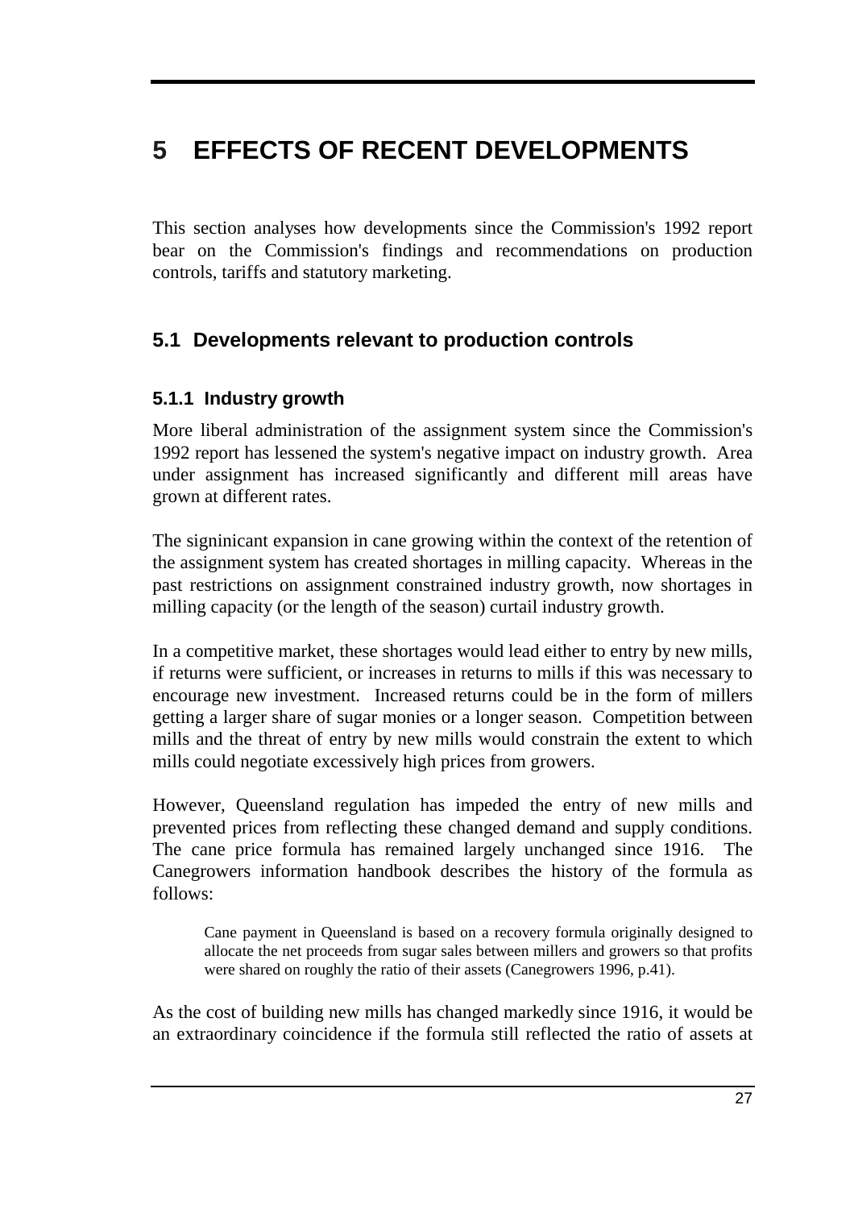# 5 EFFECTS OF RECENT DEVELOPMENTS

This section analyses how developments since the Commission's 1992 report bear on the Commission's findings and recommendations on production controls, tariffs and statutory marketing.

## 5.1 Developments relevant to production controls

### 5.1.1 Industry growth

More liberal administration of the assignment system since the Commission's 1992 report has lessened the system's negative impact on industry growth. Area under assignment has increased significantly and different mill areas have grown at different rates.

The signinicant expansion in cane growing within the context of the retention of the assignment system has created shortages in milling capacity. Whereas in the past restrictions on assignment constrained industry growth, now shortages in milling capacity (or the length of the season) curtail industry growth.

In a competitive market, these shortages would lead either to entry by new mills, if returns were sufficient, or increases in returns to mills if this was necessary to encourage new investment. Increased returns could be in the form of millers getting a larger share of sugar monies or a longer season. Competition between mills and the threat of entry by new mills would constrain the extent to which mills could negotiate excessively high prices from growers.

However, Queensland regulation has impeded the entry of new mills and prevented prices from reflecting these changed demand and supply conditions. The cane price formula has remained largely unchanged since 1916. The Canegrowers information handbook describes the history of the formula as follows:

> Cane payment in Queensland is based on a recovery formula originally designed to allocate the net proceeds from sugar sales between millers and growers so that profits were shared on roughly the ratio of their assets (Canegrowers 1996, p.41).

As the cost of building new mills has changed markedly since 1916, it would be an extraordinary coincidence if the formula still reflected the ratio of assets at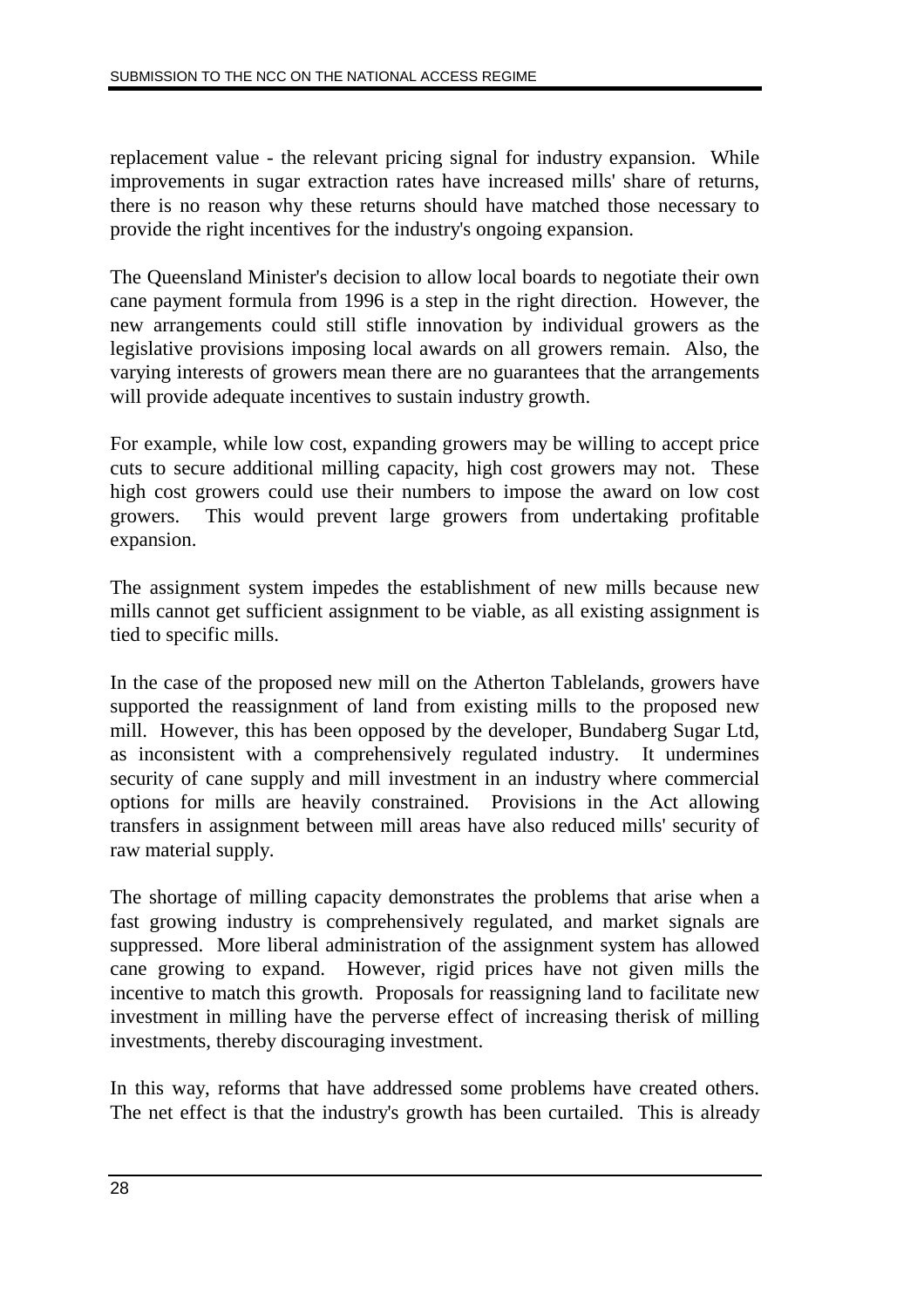replacement value - the relevant pricing signal for industry expansion. While improvements in sugar extraction rates have increased mills' share of returns, there is no reason why these returns should have matched those necessary to provide the right incentives for the industry's ongoing expansion.

The Queensland Minister's decision to allow local boards to negotiate their own cane payment formula from 1996 is a step in the right direction. However, the new arrangements could still stifle innovation by individual growers as the legislative provisions imposing local awards on all growers remain. Also, the varying interests of growers mean there are no guarantees that the arrangements will provide adequate incentives to sustain industry growth.

For example, while low cost, expanding growers may be willing to accept price cuts to secure additional milling capacity, high cost growers may not. These high cost growers could use their numbers to impose the award on low cost growers. This would prevent large growers from undertaking profitable expansion.

The assignment system impedes the establishment of new mills because new mills cannot get sufficient assignment to be viable, as all existing assignment is tied to specific mills.

In the case of the proposed new mill on the Atherton Tablelands, growers have supported the reassignment of land from existing mills to the proposed new mill. However, this has been opposed by the developer, Bundaberg Sugar Ltd, as inconsistent with a comprehensively regulated industry. It undermines security of cane supply and mill investment in an industry where commercial options for mills are heavily constrained. Provisions in the Act allowing transfers in assignment between mill areas have also reduced mills' security of raw material supply.

The shortage of milling capacity demonstrates the problems that arise when a fast growing industry is comprehensively regulated, and market signals are suppressed. More liberal administration of the assignment system has allowed cane growing to expand. However, rigid prices have not given mills the incentive to match this growth. Proposals for reassigning land to facilitate new investment in milling have the perverse effect of increasing therisk of milling investments, thereby discouraging investment.

In this way, reforms that have addressed some problems have created others. The net effect is that the industry's growth has been curtailed. This is already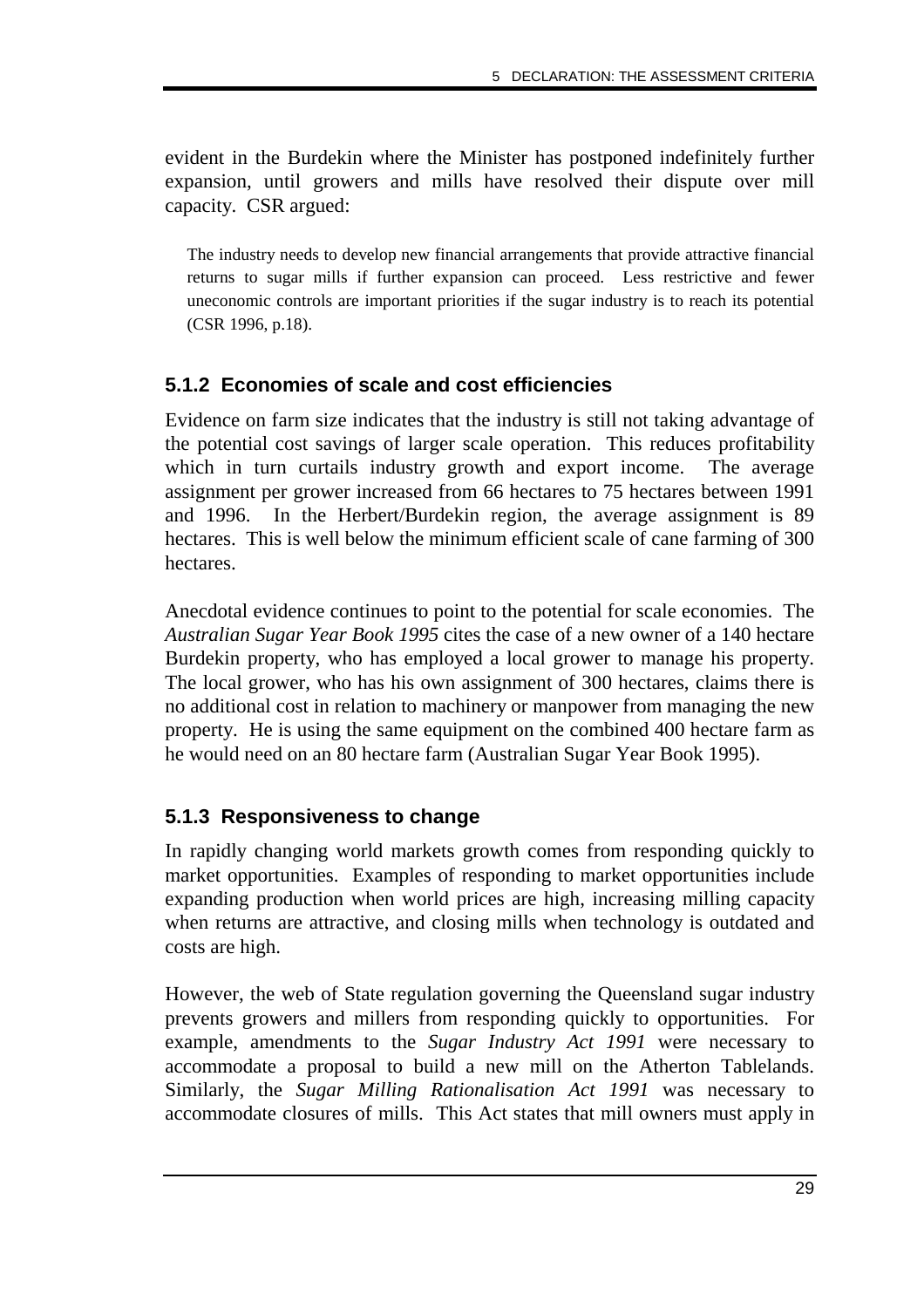evident in the Burdekin where the Minister has postponed indefinitely further expansion, until growers and mills have resolved their dispute over mill capacity. CSR argued:

> The industry needs to develop new financial arrangements that provide attractive financial returns to sugar mills if further expansion can proceed. Less restrictive and fewer uneconomic controls are important priorities if the sugar industry is to reach its potential (CSR 1996, p.18).

### 5.1.2 Economies of scale and cost efficiencies

Evidence on farm size indicates that the industry is still not taking advantage of the potential cost savings of larger scale operation. This reduces profitability which in turn curtails industry growth and export income. The average assignment per grower increased from 66 hectares to 75 hectares between 1991 and 1996. In the Herbert/Burdekin region, the average assignment is 89 hectares. This is well below the minimum efficient scale of cane farming of 300 hectares.

Anecdotal evidence continues to point to the potential for scale economies. The *Australian Sugar Year Book 1995* cites the case of a new owner of a 140 hectare Burdekin property, who has employed a local grower to manage his property. The local grower, who has his own assignment of 300 hectares, claims there is no additional cost in relation to machinery or manpower from managing the new property. He is using the same equipment on the combined 400 hectare farm as he would need on an 80 hectare farm (Australian Sugar Year Book 1995).

### 5.1.3 Responsiveness to change

In rapidly changing world markets growth comes from responding quickly to market opportunities. Examples of responding to market opportunities include expanding production when world prices are high, increasing milling capacity when returns are attractive, and closing mills when technology is outdated and costs are high.

However, the web of State regulation governing the Queensland sugar industry prevents growers and millers from responding quickly to opportunities. For example, amendments to the *Sugar Industry Act 1991* were necessary to accommodate a proposal to build a new mill on the Atherton Tablelands. Similarly, the *Sugar Milling Rationalisation Act 1991* was necessary to accommodate closures of mills. This Act states that mill owners must apply in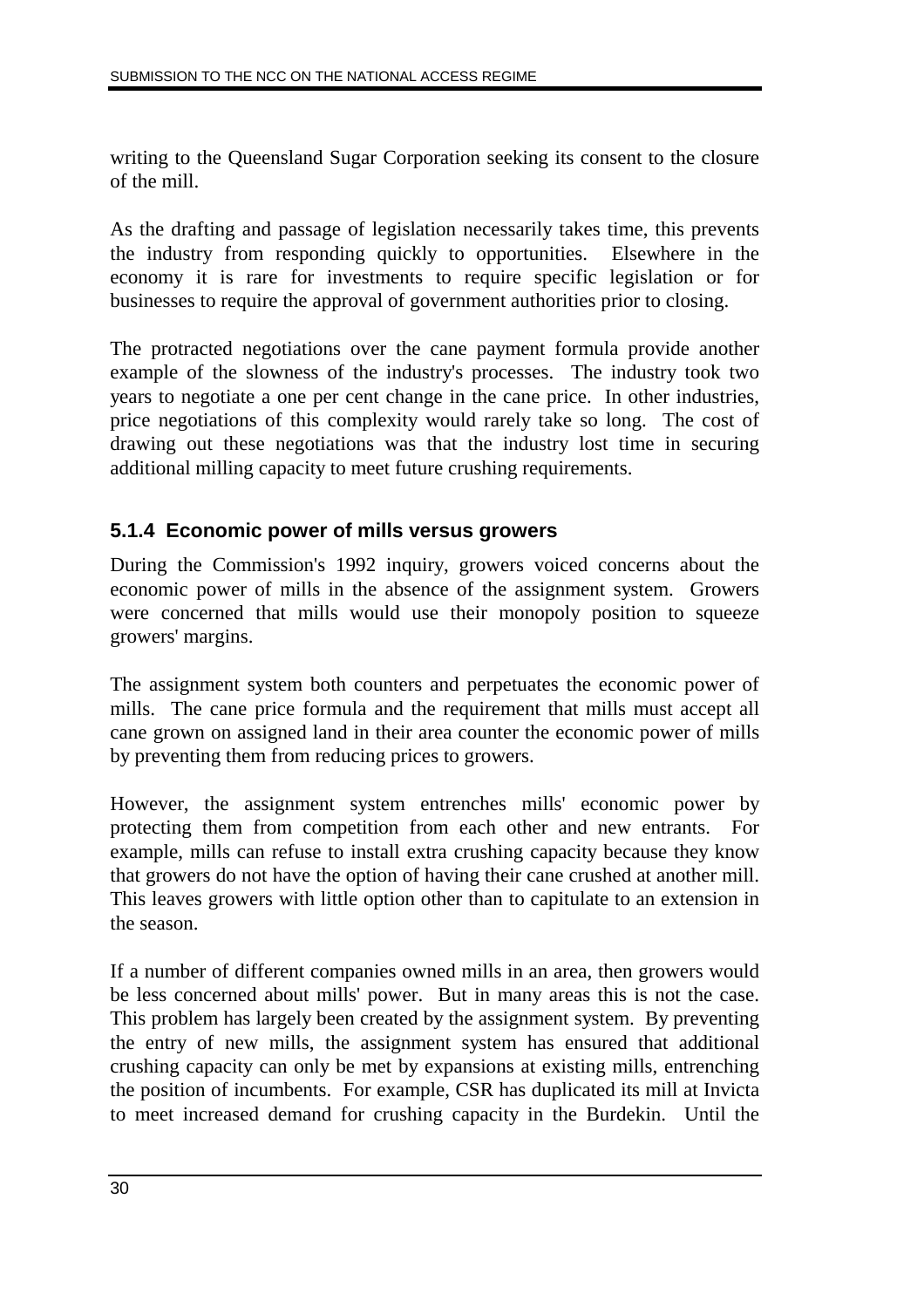writing to the Queensland Sugar Corporation seeking its consent to the closure of the mill.

As the drafting and passage of legislation necessarily takes time, this prevents the industry from responding quickly to opportunities. Elsewhere in the economy it is rare for investments to require specific legislation or for businesses to require the approval of government authorities prior to closing.

The protracted negotiations over the cane payment formula provide another example of the slowness of the industry's processes. The industry took two years to negotiate a one per cent change in the cane price. In other industries, price negotiations of this complexity would rarely take so long. The cost of drawing out these negotiations was that the industry lost time in securing additional milling capacity to meet future crushing requirements.

### 5.1.4 Economic power of mills versus growers

During the Commission's 1992 inquiry, growers voiced concerns about the economic power of mills in the absence of the assignment system. Growers were concerned that mills would use their monopoly position to squeeze growers' margins.

The assignment system both counters and perpetuates the economic power of mills. The cane price formula and the requirement that mills must accept all cane grown on assigned land in their area counter the economic power of mills by preventing them from reducing prices to growers.

However, the assignment system entrenches mills' economic power by protecting them from competition from each other and new entrants. For example, mills can refuse to install extra crushing capacity because they know that growers do not have the option of having their cane crushed at another mill. This leaves growers with little option other than to capitulate to an extension in the season.

If a number of different companies owned mills in an area, then growers would be less concerned about mills' power. But in many areas this is not the case. This problem has largely been created by the assignment system. By preventing the entry of new mills, the assignment system has ensured that additional crushing capacity can only be met by expansions at existing mills, entrenching the position of incumbents. For example, CSR has duplicated its mill at Invicta to meet increased demand for crushing capacity in the Burdekin. Until the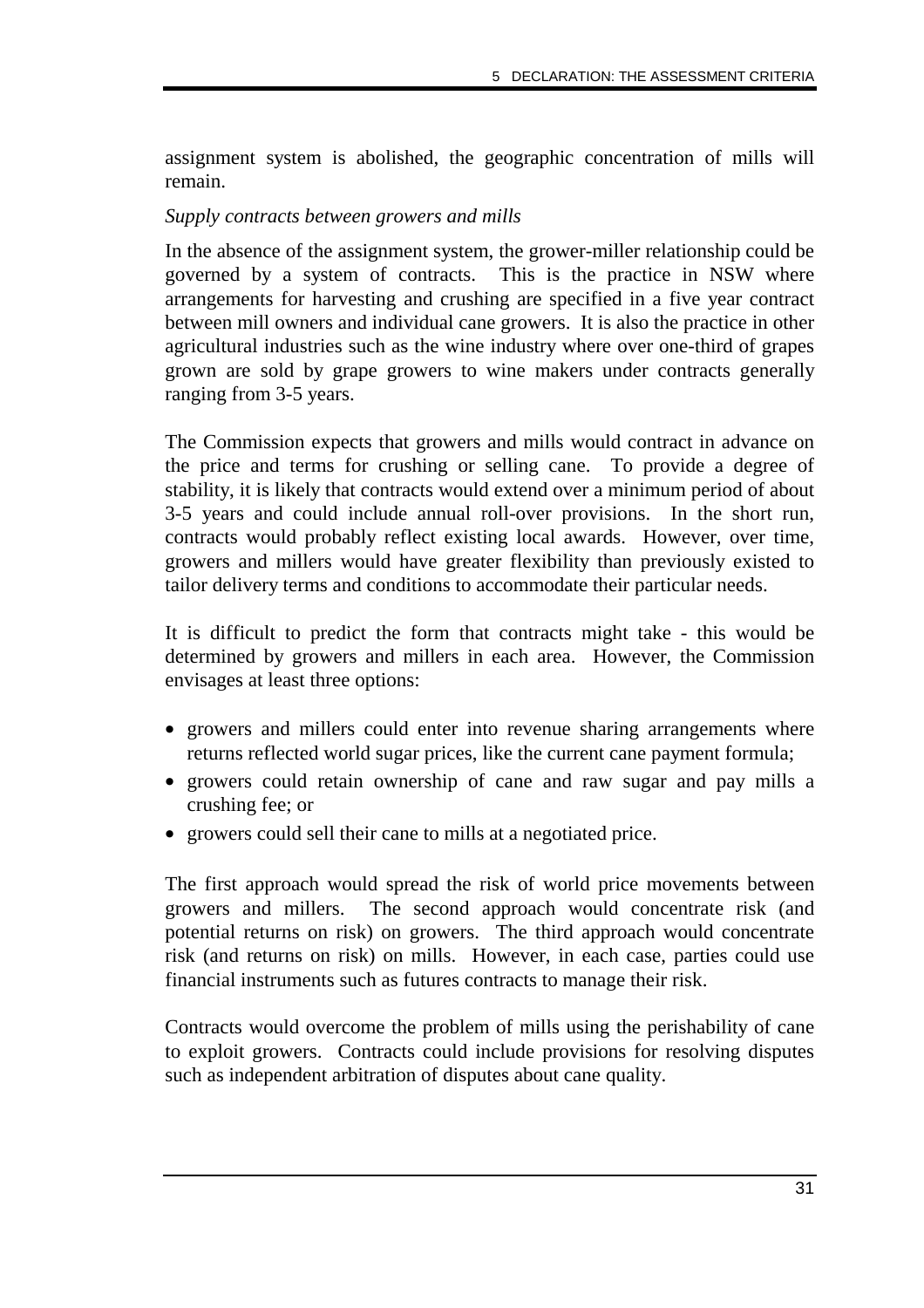assignment system is abolished, the geographic concentration of mills will remain.

*Supply contracts between growers and mills*

In the absence of the assignment system, the grower-miller relationship could be governed by a system of contracts. This is the practice in NSW where arrangements for harvesting and crushing are specified in a five year contract between mill owners and individual cane growers. It is also the practice in other agricultural industries such as the wine industry where over one-third of grapes grown are sold by grape growers to wine makers under contracts generally ranging from 3-5 years.

The Commission expects that growers and mills would contract in advance on the price and terms for crushing or selling cane. To provide a degree of stability, it is likely that contracts would extend over a minimum period of about 3-5 years and could include annual roll-over provisions. In the short run, contracts would probably reflect existing local awards. However, over time, growers and millers would have greater flexibility than previously existed to tailor delivery terms and conditions to accommodate their particular needs.

It is difficult to predict the form that contracts might take - this would be determined by growers and millers in each area. However, the Commission envisages at least three options:

- growers and millers could enter into revenue sharing arrangements where returns reflected world sugar prices, like the current cane payment formula;
- growers could retain ownership of cane and raw sugar and pay mills a crushing fee; or
- growers could sell their cane to mills at a negotiated price.

The first approach would spread the risk of world price movements between growers and millers. The second approach would concentrate risk (and potential returns on risk) on growers. The third approach would concentrate risk (and returns on risk) on mills. However, in each case, parties could use financial instruments such as futures contracts to manage their risk.

Contracts would overcome the problem of mills using the perishability of cane to exploit growers. Contracts could include provisions for resolving disputes such as independent arbitration of disputes about cane quality.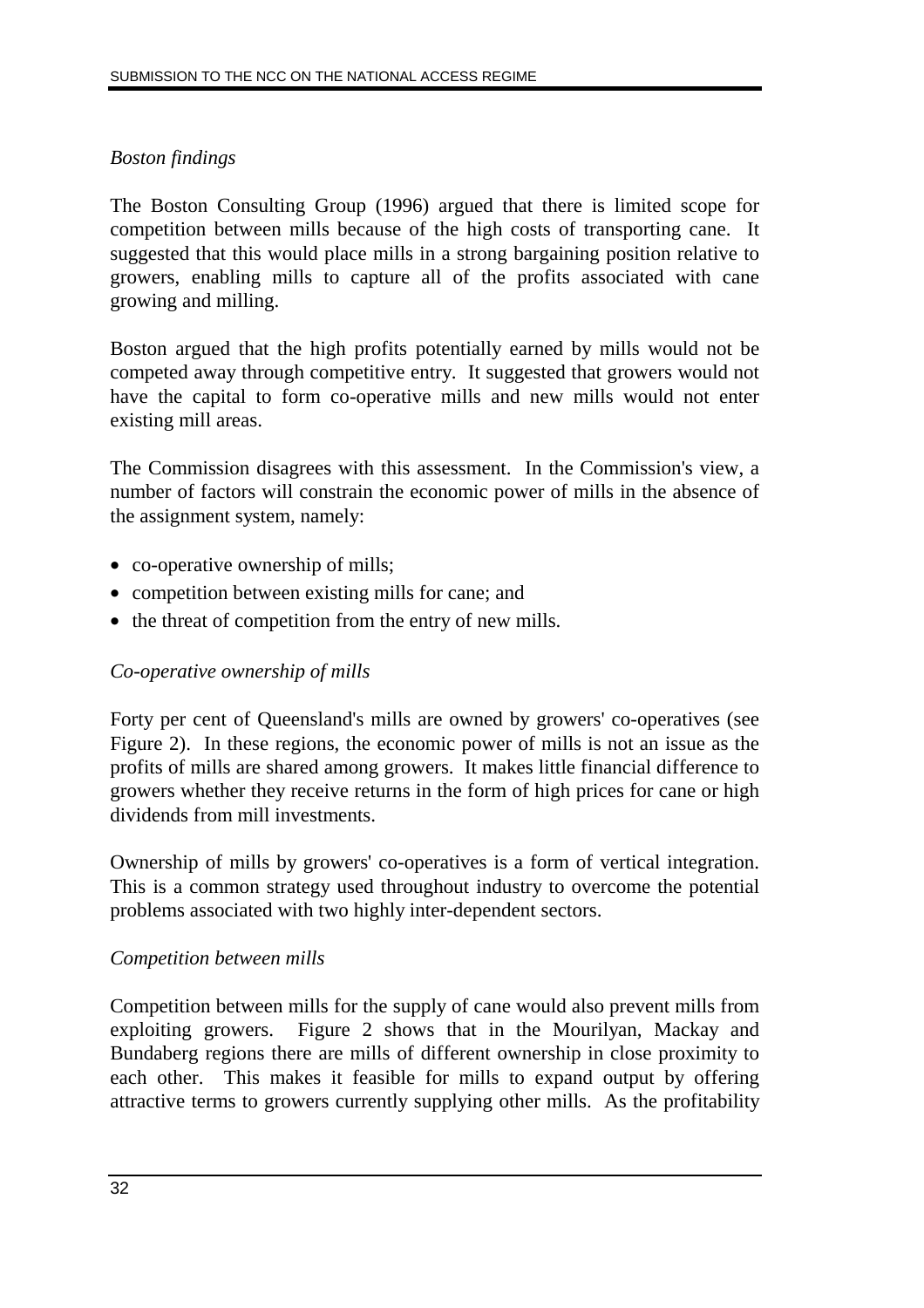*Boston findings*

The Boston Consulting Group (1996) argued that there is limited scope for competition between mills because of the high costs of transporting cane. It suggested that this would place mills in a strong bargaining position relative to growers, enabling mills to capture all of the profits associated with cane growing and milling.

Boston argued that the high profits potentially earned by mills would not be competed away through competitive entry. It suggested that growers would not have the capital to form co-operative mills and new mills would not enter existing mill areas.

The Commission disagrees with this assessment. In the Commission's view, a number of factors will constrain the economic power of mills in the absence of the assignment system, namely:

- co-operative ownership of mills;
- competition between existing mills for cane; and
- the threat of competition from the entry of new mills.

*Co-operative ownership of mills*

Forty per cent of Queensland's mills are owned by growers' co-operatives (see Figure 2). In these regions, the economic power of mills is not an issue as the profits of mills are shared among growers. It makes little financial difference to growers whether they receive returns in the form of high prices for cane or high dividends from mill investments.

Ownership of mills by growers' co-operatives is a form of vertical integration. This is a common strategy used throughout industry to overcome the potential problems associated with two highly inter-dependent sectors.

*Competition between mills*

Competition between mills for the supply of cane would also prevent mills from exploiting growers. Figure 2 shows that in the Mourilyan, Mackay and Bundaberg regions there are mills of different ownership in close proximity to each other. This makes it feasible for mills to expand output by offering attractive terms to growers currently supplying other mills. As the profitability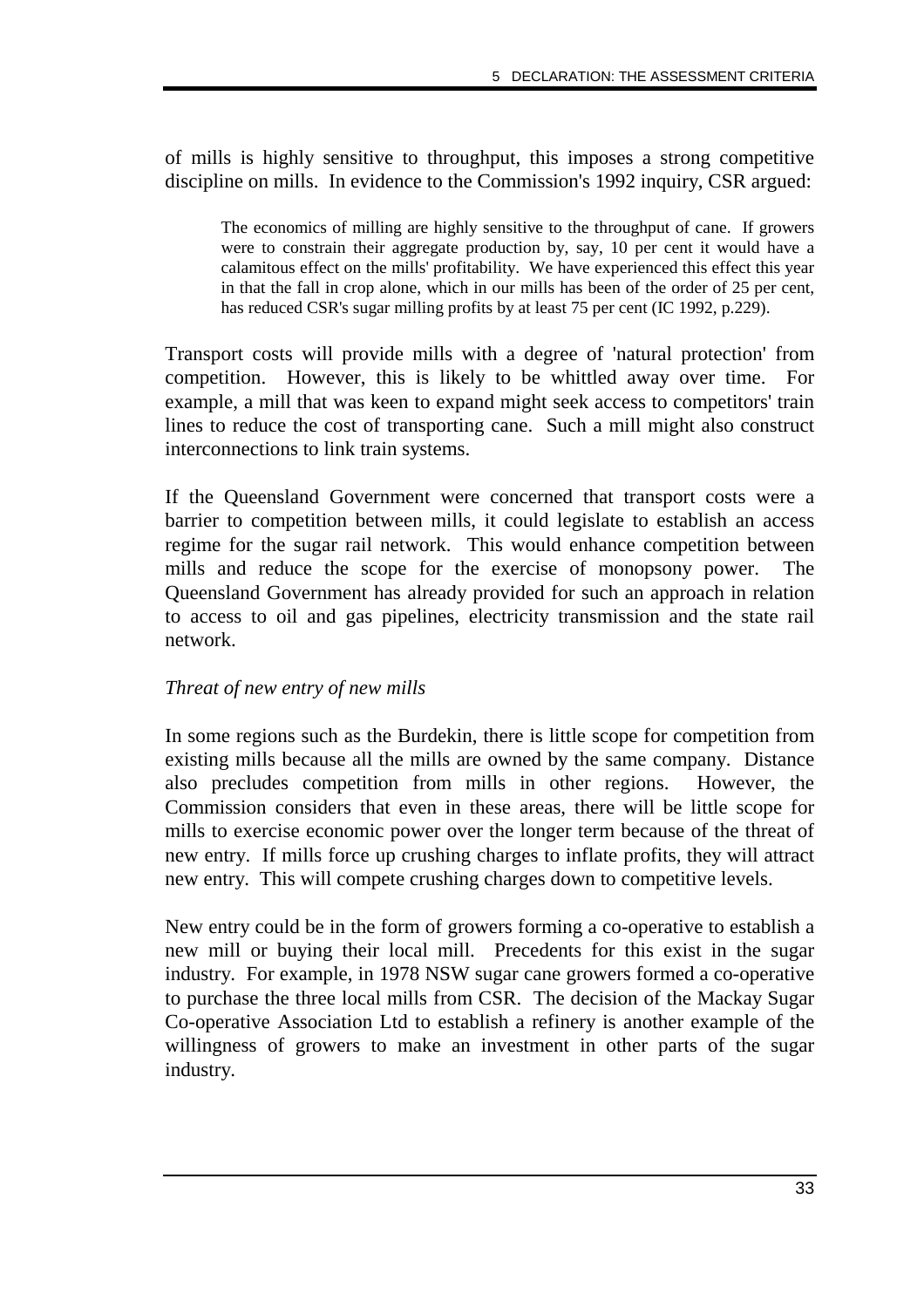of mills is highly sensitive to throughput, this imposes a strong competitive discipline on mills. In evidence to the Commission's 1992 inquiry, CSR argued:

> The economics of milling are highly sensitive to the throughput of cane. If growers were to constrain their aggregate production by, say, 10 per cent it would have a calamitous effect on the mills' profitability. We have experienced this effect this year in that the fall in crop alone, which in our mills has been of the order of 25 per cent, has reduced CSR's sugar milling profits by at least 75 per cent (IC 1992, p.229).

Transport costs will provide mills with a degree of 'natural protection' from competition. However, this is likely to be whittled away over time. For example, a mill that was keen to expand might seek access to competitors' train lines to reduce the cost of transporting cane. Such a mill might also construct interconnections to link train systems.

If the Queensland Government were concerned that transport costs were a barrier to competition between mills, it could legislate to establish an access regime for the sugar rail network. This would enhance competition between mills and reduce the scope for the exercise of monopsony power. The Queensland Government has already provided for such an approach in relation to access to oil and gas pipelines, electricity transmission and the state rail network.

*Threat of new entry of new mills*

In some regions such as the Burdekin, there is little scope for competition from existing mills because all the mills are owned by the same company. Distance also precludes competition from mills in other regions. However, the Commission considers that even in these areas, there will be little scope for mills to exercise economic power over the longer term because of the threat of new entry. If mills force up crushing charges to inflate profits, they will attract new entry. This will compete crushing charges down to competitive levels.

New entry could be in the form of growers forming a co-operative to establish a new mill or buying their local mill. Precedents for this exist in the sugar industry. For example, in 1978 NSW sugar cane growers formed a co-operative to purchase the three local mills from CSR. The decision of the Mackay Sugar Co-operative Association Ltd to establish a refinery is another example of the willingness of growers to make an investment in other parts of the sugar industry.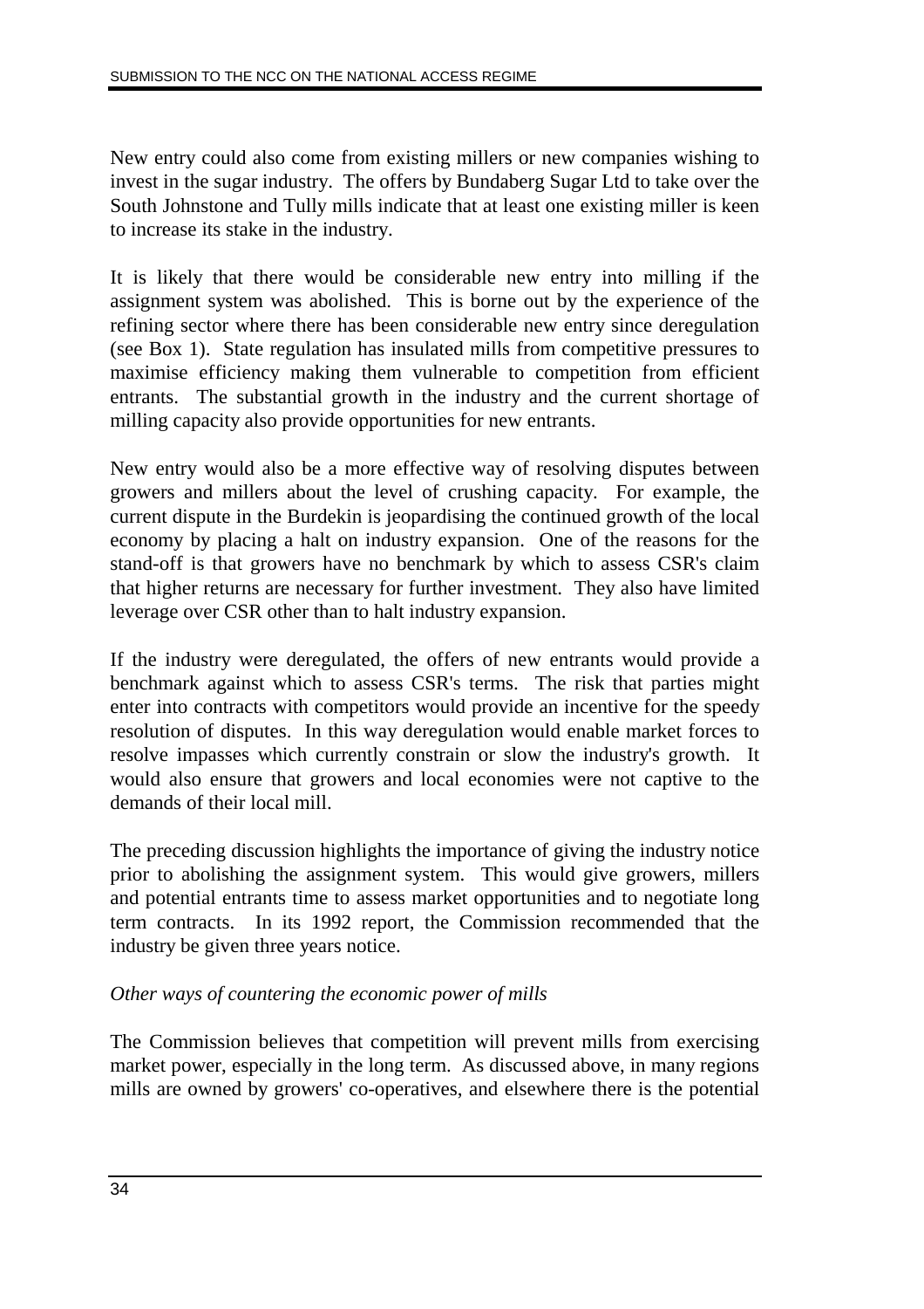New entry could also come from existing millers or new companies wishing to invest in the sugar industry. The offers by Bundaberg Sugar Ltd to take over the South Johnstone and Tully mills indicate that at least one existing miller is keen to increase its stake in the industry.

It is likely that there would be considerable new entry into milling if the assignment system was abolished. This is borne out by the experience of the refining sector where there has been considerable new entry since deregulation (see Box 1). State regulation has insulated mills from competitive pressures to maximise efficiency making them vulnerable to competition from efficient entrants. The substantial growth in the industry and the current shortage of milling capacity also provide opportunities for new entrants.

New entry would also be a more effective way of resolving disputes between growers and millers about the level of crushing capacity. For example, the current dispute in the Burdekin is jeopardising the continued growth of the local economy by placing a halt on industry expansion. One of the reasons for the stand-off is that growers have no benchmark by which to assess CSR's claim that higher returns are necessary for further investment. They also have limited leverage over CSR other than to halt industry expansion.

If the industry were deregulated, the offers of new entrants would provide a benchmark against which to assess CSR's terms. The risk that parties might enter into contracts with competitors would provide an incentive for the speedy resolution of disputes. In this way deregulation would enable market forces to resolve impasses which currently constrain or slow the industry's growth. It would also ensure that growers and local economies were not captive to the demands of their local mill.

The preceding discussion highlights the importance of giving the industry notice prior to abolishing the assignment system. This would give growers, millers and potential entrants time to assess market opportunities and to negotiate long term contracts. In its 1992 report, the Commission recommended that the industry be given three years notice.

*Other ways of countering the economic power of mills*

The Commission believes that competition will prevent mills from exercising market power, especially in the long term. As discussed above, in many regions mills are owned by growers' co-operatives, and elsewhere there is the potential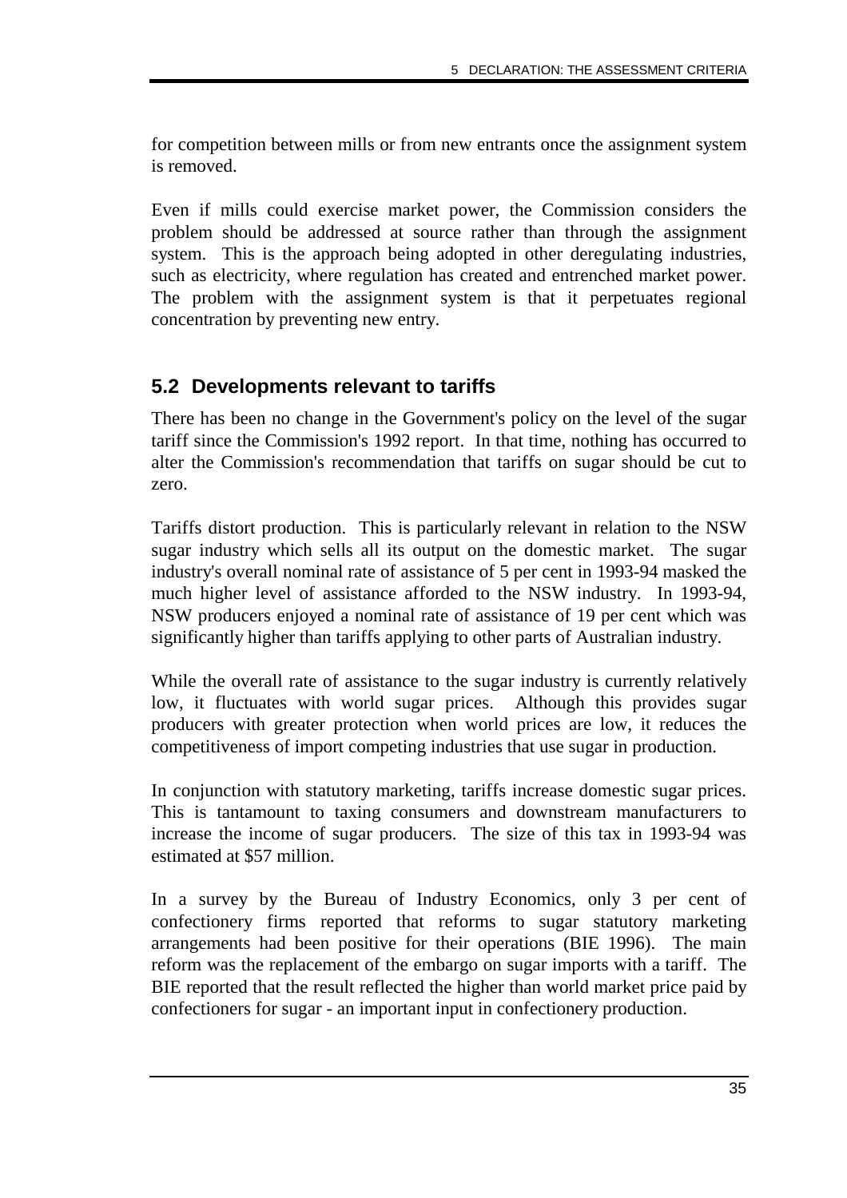for competition between mills or from new entrants once the assignment system is removed.

Even if mills could exercise market power, the Commission considers the problem should be addressed at source rather than through the assignment system. This is the approach being adopted in other deregulating industries, such as electricity, where regulation has created and entrenched market power. The problem with the assignment system is that it perpetuates regional concentration by preventing new entry.

## 5.2 Developments relevant to tariffs

There has been no change in the Government's policy on the level of the sugar tariff since the Commission's 1992 report. In that time, nothing has occurred to alter the Commission's recommendation that tariffs on sugar should be cut to zero.

Tariffs distort production. This is particularly relevant in relation to the NSW sugar industry which sells all its output on the domestic market. The sugar industry's overall nominal rate of assistance of 5 per cent in 1993-94 masked the much higher level of assistance afforded to the NSW industry. In 1993-94, NSW producers enjoyed a nominal rate of assistance of 19 per cent which was significantly higher than tariffs applying to other parts of Australian industry.

While the overall rate of assistance to the sugar industry is currently relatively low, it fluctuates with world sugar prices. Although this provides sugar producers with greater protection when world prices are low, it reduces the competitiveness of import competing industries that use sugar in production.

In conjunction with statutory marketing, tariffs increase domestic sugar prices. This is tantamount to taxing consumers and downstream manufacturers to increase the income of sugar producers. The size of this tax in 1993-94 was estimated at $57 million.

In a survey by the Bureau of Industry Economics, only 3 per cent of confectionery firms reported that reforms to sugar statutory marketing arrangements had been positive for their operations (BIE 1996). The main reform was the replacement of the embargo on sugar imports with a tariff. The BIE reported that the result reflected the higher than world market price paid by confectioners for sugar - an important input in confectionery production.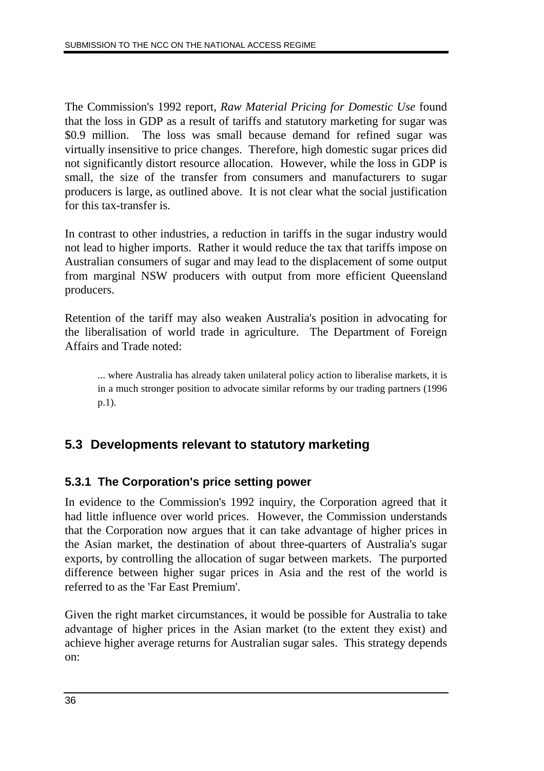The Commission's 1992 report, *Raw Material Pricing for Domestic Use* found that the loss in GDP as a result of tariffs and statutory marketing for sugar was \$0.9 million. The loss was small because demand for refined sugar was virtually insensitive to price changes. Therefore, high domestic sugar prices did not significantly distort resource allocation. However, while the loss in GDP is small, the size of the transfer from consumers and manufacturers to sugar producers is large, as outlined above. It is not clear what the social justification for this tax-transfer is.

In contrast to other industries, a reduction in tariffs in the sugar industry would not lead to higher imports. Rather it would reduce the tax that tariffs impose on Australian consumers of sugar and may lead to the displacement of some output from marginal NSW producers with output from more efficient Queensland producers.

Retention of the tariff may also weaken Australia's position in advocating for the liberalisation of world trade in agriculture. The Department of Foreign Affairs and Trade noted:

> ... where Australia has already taken unilateral policy action to liberalise markets, it is in a much stronger position to advocate similar reforms by our trading partners (1996 p.1).

## 5.3 Developments relevant to statutory marketing

### 5.3.1 The Corporation's price setting power

In evidence to the Commission's 1992 inquiry, the Corporation agreed that it had little influence over world prices. However, the Commission understands that the Corporation now argues that it can take advantage of higher prices in the Asian market, the destination of about three-quarters of Australia's sugar exports, by controlling the allocation of sugar between markets. The purported difference between higher sugar prices in Asia and the rest of the world is referred to as the 'Far East Premium'.

Given the right market circumstances, it would be possible for Australia to take advantage of higher prices in the Asian market (to the extent they exist) and achieve higher average returns for Australian sugar sales. This strategy depends on: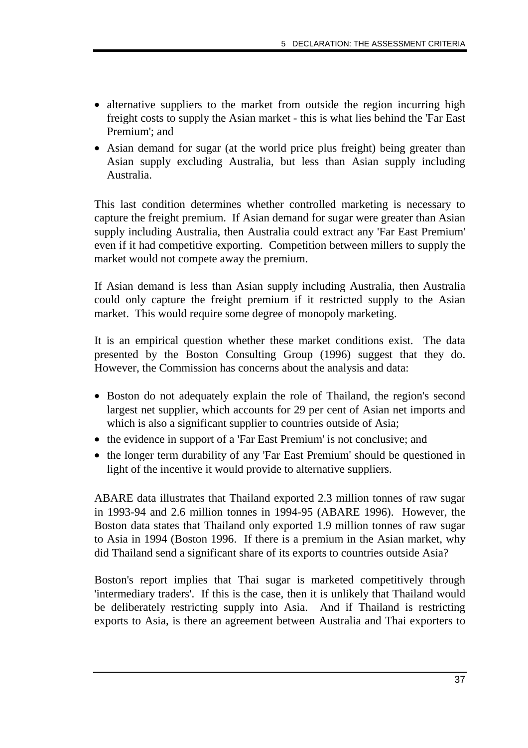- alternative suppliers to the market from outside the region incurring high freight costs to supply the Asian market - this is what lies behind the 'Far East Premium'; and
- Asian demand for sugar (at the world price plus freight) being greater than Asian supply excluding Australia, but less than Asian supply including Australia.

This last condition determines whether controlled marketing is necessary to capture the freight premium. If Asian demand for sugar were greater than Asian supply including Australia, then Australia could extract any 'Far East Premium' even if it had competitive exporting. Competition between millers to supply the market would not compete away the premium.

If Asian demand is less than Asian supply including Australia, then Australia could only capture the freight premium if it restricted supply to the Asian market. This would require some degree of monopoly marketing.

It is an empirical question whether these market conditions exist. The data presented by the Boston Consulting Group (1996) suggest that they do. However, the Commission has concerns about the analysis and data:

- Boston do not adequately explain the role of Thailand, the region's second largest net supplier, which accounts for 29 per cent of Asian net imports and which is also a significant supplier to countries outside of Asia;
- the evidence in support of a 'Far East Premium' is not conclusive; and
- the longer term durability of any 'Far East Premium' should be questioned in light of the incentive it would provide to alternative suppliers.

ABARE data illustrates that Thailand exported 2.3 million tonnes of raw sugar in 1993-94 and 2.6 million tonnes in 1994-95 (ABARE 1996). However, the Boston data states that Thailand only exported 1.9 million tonnes of raw sugar to Asia in 1994 (Boston 1996. If there is a premium in the Asian market, why did Thailand send a significant share of its exports to countries outside Asia?

Boston's report implies that Thai sugar is marketed competitively through 'intermediary traders'. If this is the case, then it is unlikely that Thailand would be deliberately restricting supply into Asia. And if Thailand is restricting exports to Asia, is there an agreement between Australia and Thai exporters to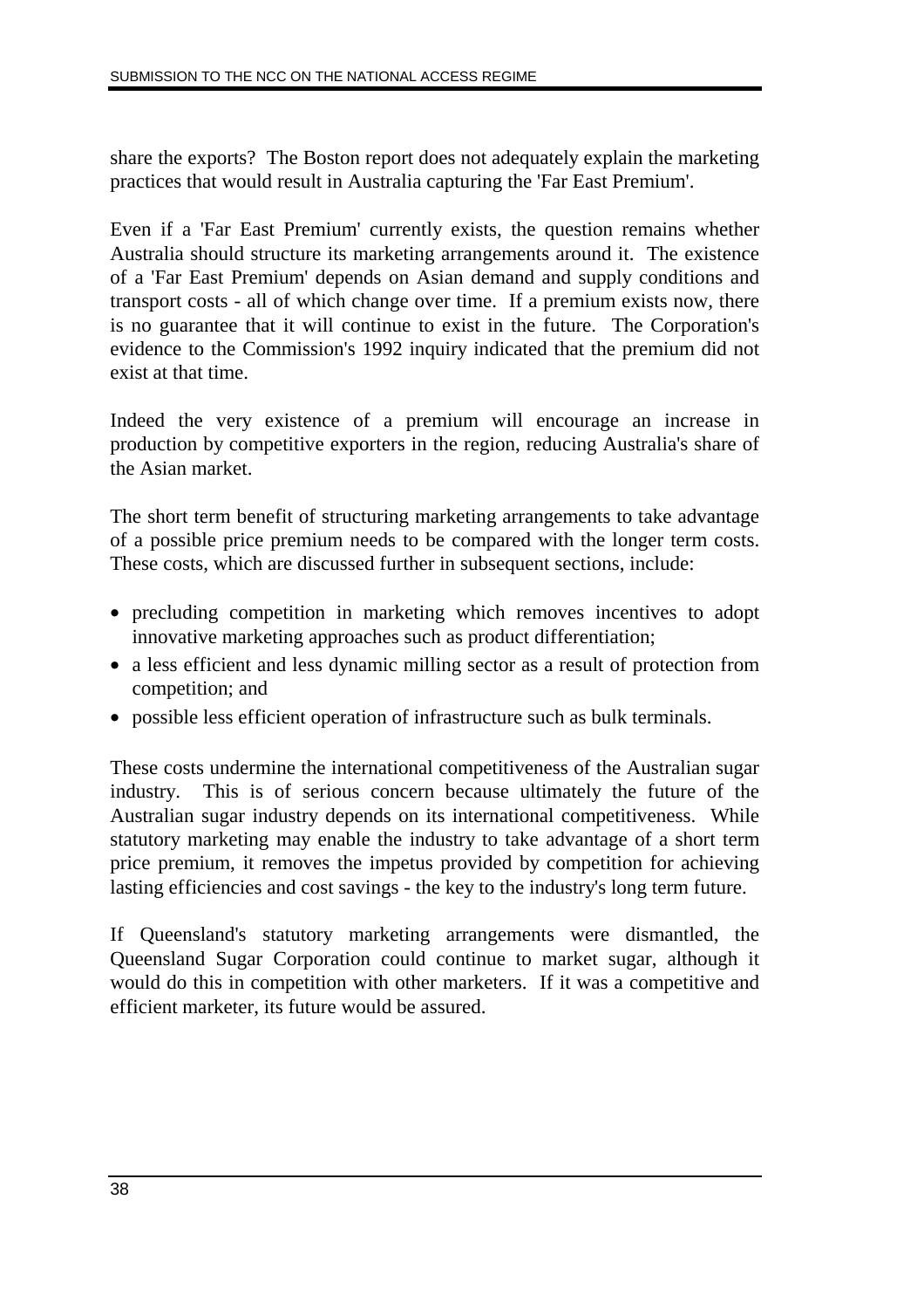share the exports? The Boston report does not adequately explain the marketing practices that would result in Australia capturing the 'Far East Premium'.

Even if a 'Far East Premium' currently exists, the question remains whether Australia should structure its marketing arrangements around it. The existence of a 'Far East Premium' depends on Asian demand and supply conditions and transport costs - all of which change over time. If a premium exists now, there is no guarantee that it will continue to exist in the future. The Corporation's evidence to the Commission's 1992 inquiry indicated that the premium did not exist at that time.

Indeed the very existence of a premium will encourage an increase in production by competitive exporters in the region, reducing Australia's share of the Asian market.

The short term benefit of structuring marketing arrangements to take advantage of a possible price premium needs to be compared with the longer term costs. These costs, which are discussed further in subsequent sections, include:

- precluding competition in marketing which removes incentives to adopt innovative marketing approaches such as product differentiation;
- a less efficient and less dynamic milling sector as a result of protection from competition; and
- possible less efficient operation of infrastructure such as bulk terminals.

These costs undermine the international competitiveness of the Australian sugar industry. This is of serious concern because ultimately the future of the Australian sugar industry depends on its international competitiveness. While statutory marketing may enable the industry to take advantage of a short term price premium, it removes the impetus provided by competition for achieving lasting efficiencies and cost savings - the key to the industry's long term future.

If Queensland's statutory marketing arrangements were dismantled, the Queensland Sugar Corporation could continue to market sugar, although it would do this in competition with other marketers. If it was a competitive and efficient marketer, its future would be assured.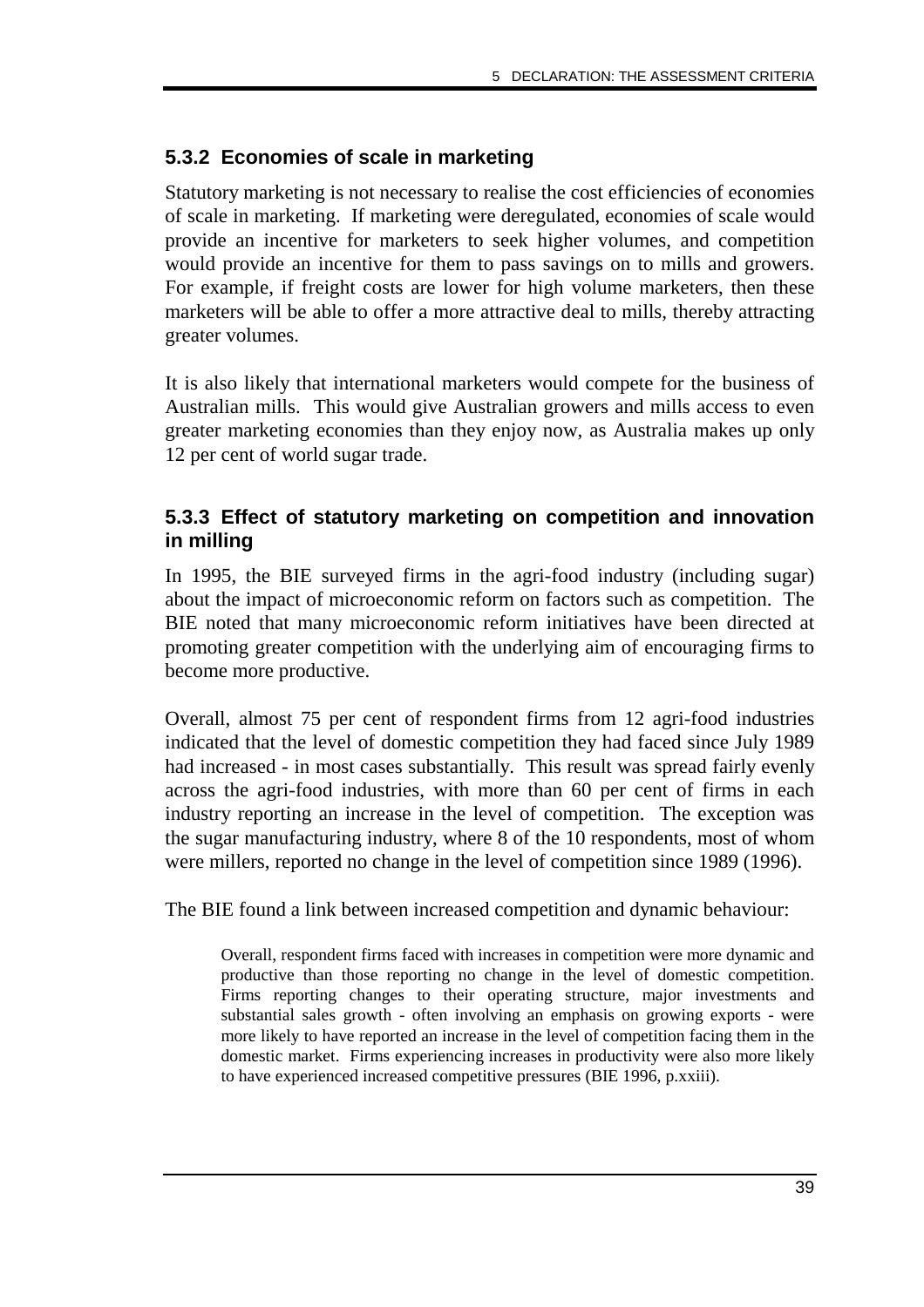### 5.3.2 Economies of scale in marketing

Statutory marketing is not necessary to realise the cost efficiencies of economies of scale in marketing. If marketing were deregulated, economies of scale would provide an incentive for marketers to seek higher volumes, and competition would provide an incentive for them to pass savings on to mills and growers. For example, if freight costs are lower for high volume marketers, then these marketers will be able to offer a more attractive deal to mills, thereby attracting greater volumes.

It is also likely that international marketers would compete for the business of Australian mills. This would give Australian growers and mills access to even greater marketing economies than they enjoy now, as Australia makes up only 12 per cent of world sugar trade.

### 5.3.3 Effect of statutory marketing on competition and innovation in milling

In 1995, the BIE surveyed firms in the agri-food industry (including sugar) about the impact of microeconomic reform on factors such as competition. The BIE noted that many microeconomic reform initiatives have been directed at promoting greater competition with the underlying aim of encouraging firms to become more productive.

Overall, almost 75 per cent of respondent firms from 12 agri-food industries indicated that the level of domestic competition they had faced since July 1989 had increased - in most cases substantially. This result was spread fairly evenly across the agri-food industries, with more than 60 per cent of firms in each industry reporting an increase in the level of competition. The exception was the sugar manufacturing industry, where 8 of the 10 respondents, most of whom were millers, reported no change in the level of competition since 1989 (1996).

The BIE found a link between increased competition and dynamic behaviour:

> Overall, respondent firms faced with increases in competition were more dynamic and productive than those reporting no change in the level of domestic competition. Firms reporting changes to their operating structure, major investments and substantial sales growth - often involving an emphasis on growing exports - were more likely to have reported an increase in the level of competition facing them in the domestic market. Firms experiencing increases in productivity were also more likely to have experienced increased competitive pressures (BIE 1996, p.xxiii).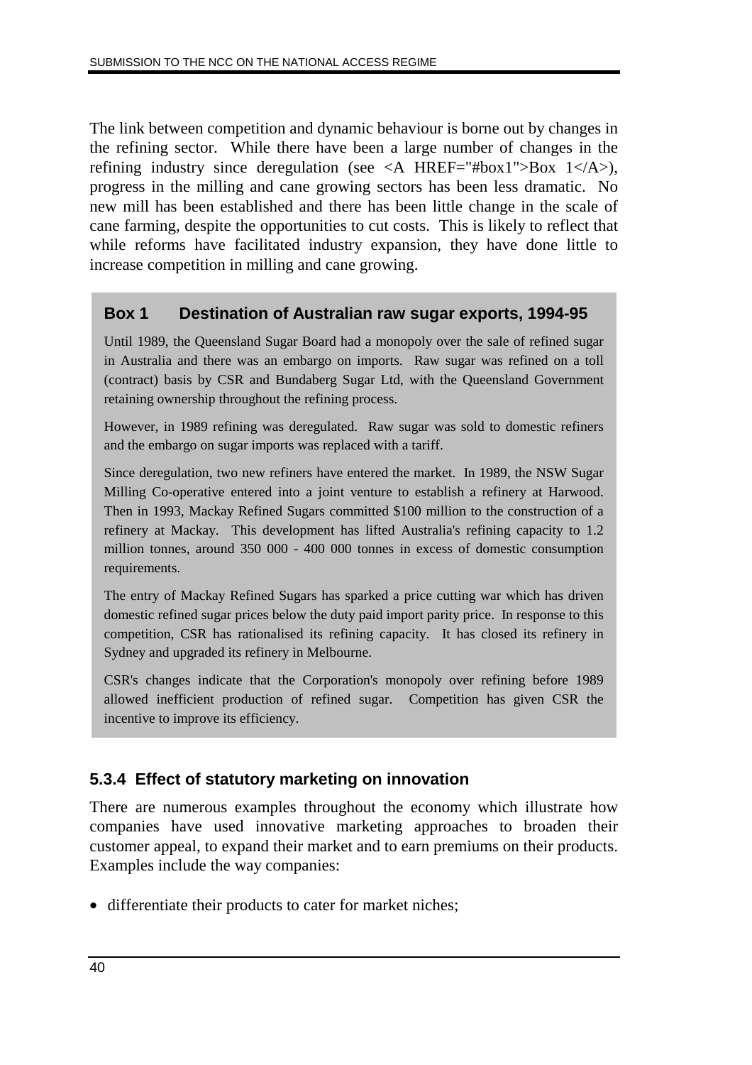The link between competition and dynamic behaviour is borne out by changes in the refining sector. While there have been a large number of changes in the refining industry since deregulation (see <A HREF="#box1">Box 1</A>), progress in the milling and cane growing sectors has been less dramatic. No new mill has been established and there has been little change in the scale of cane farming, despite the opportunities to cut costs. This is likely to reflect that while reforms have facilitated industry expansion, they have done little to increase competition in milling and cane growing.

### Box 1 Destination of Australian raw sugar exports, 1994-95

Until 1989, the Queensland Sugar Board had a monopoly over the sale of refined sugar in Australia and there was an embargo on imports. Raw sugar was refined on a toll (contract) basis by CSR and Bundaberg Sugar Ltd, with the Queensland Government retaining ownership throughout the refining process.

However, in 1989 refining was deregulated. Raw sugar was sold to domestic refiners and the embargo on sugar imports was replaced with a tariff.

Since deregulation, two new refiners have entered the market. In 1989, the NSW Sugar Milling Co-operative entered into a joint venture to establish a refinery at Harwood. Then in 1993, Mackay Refined Sugars committed $100 million to the construction of a refinery at Mackay. This development has lifted Australia's refining capacity to 1.2 million tonnes, around 350 000 - 400 000 tonnes in excess of domestic consumption requirements.

The entry of Mackay Refined Sugars has sparked a price cutting war which has driven domestic refined sugar prices below the duty paid import parity price. In response to this competition, CSR has rationalised its refining capacity. It has closed its refinery in Sydney and upgraded its refinery in Melbourne.

CSR's changes indicate that the Corporation's monopoly over refining before 1989 allowed inefficient production of refined sugar. Competition has given CSR the incentive to improve its efficiency.

### 5.3.4 Effect of statutory marketing on innovation

There are numerous examples throughout the economy which illustrate how companies have used innovative marketing approaches to broaden their customer appeal, to expand their market and to earn premiums on their products. Examples include the way companies:

- differentiate their products to cater for market niches;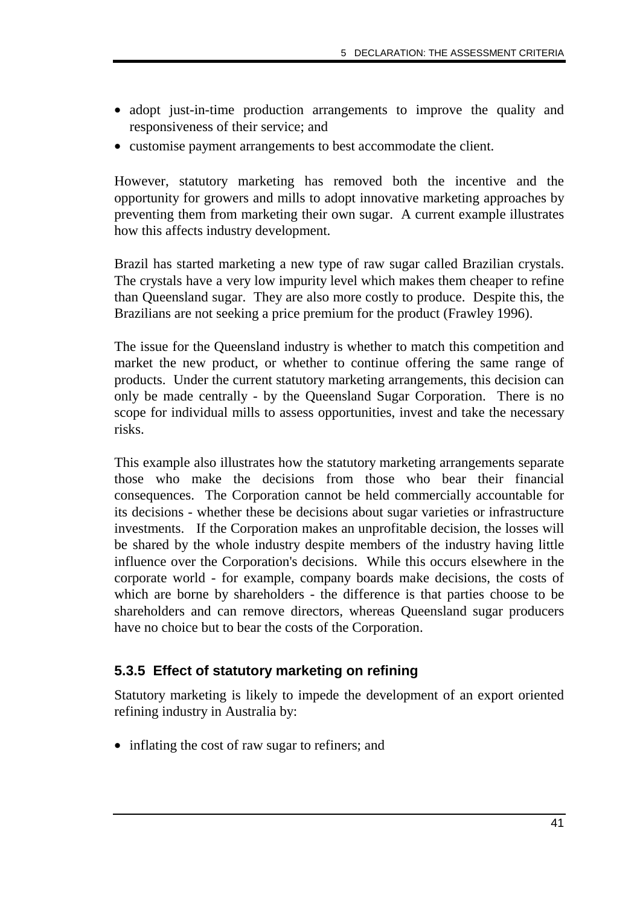- adopt just-in-time production arrangements to improve the quality and responsiveness of their service; and
- customise payment arrangements to best accommodate the client.

However, statutory marketing has removed both the incentive and the opportunity for growers and mills to adopt innovative marketing approaches by preventing them from marketing their own sugar. A current example illustrates how this affects industry development.

Brazil has started marketing a new type of raw sugar called Brazilian crystals. The crystals have a very low impurity level which makes them cheaper to refine than Queensland sugar. They are also more costly to produce. Despite this, the Brazilians are not seeking a price premium for the product (Frawley 1996).

The issue for the Queensland industry is whether to match this competition and market the new product, or whether to continue offering the same range of products. Under the current statutory marketing arrangements, this decision can only be made centrally - by the Queensland Sugar Corporation. There is no scope for individual mills to assess opportunities, invest and take the necessary risks.

This example also illustrates how the statutory marketing arrangements separate those who make the decisions from those who bear their financial consequences. The Corporation cannot be held commercially accountable for its decisions - whether these be decisions about sugar varieties or infrastructure investments. If the Corporation makes an unprofitable decision, the losses will be shared by the whole industry despite members of the industry having little influence over the Corporation's decisions. While this occurs elsewhere in the corporate world - for example, company boards make decisions, the costs of which are borne by shareholders - the difference is that parties choose to be shareholders and can remove directors, whereas Queensland sugar producers have no choice but to bear the costs of the Corporation.

### 5.3.5 Effect of statutory marketing on refining

Statutory marketing is likely to impede the development of an export oriented refining industry in Australia by:

- inflating the cost of raw sugar to refiners; and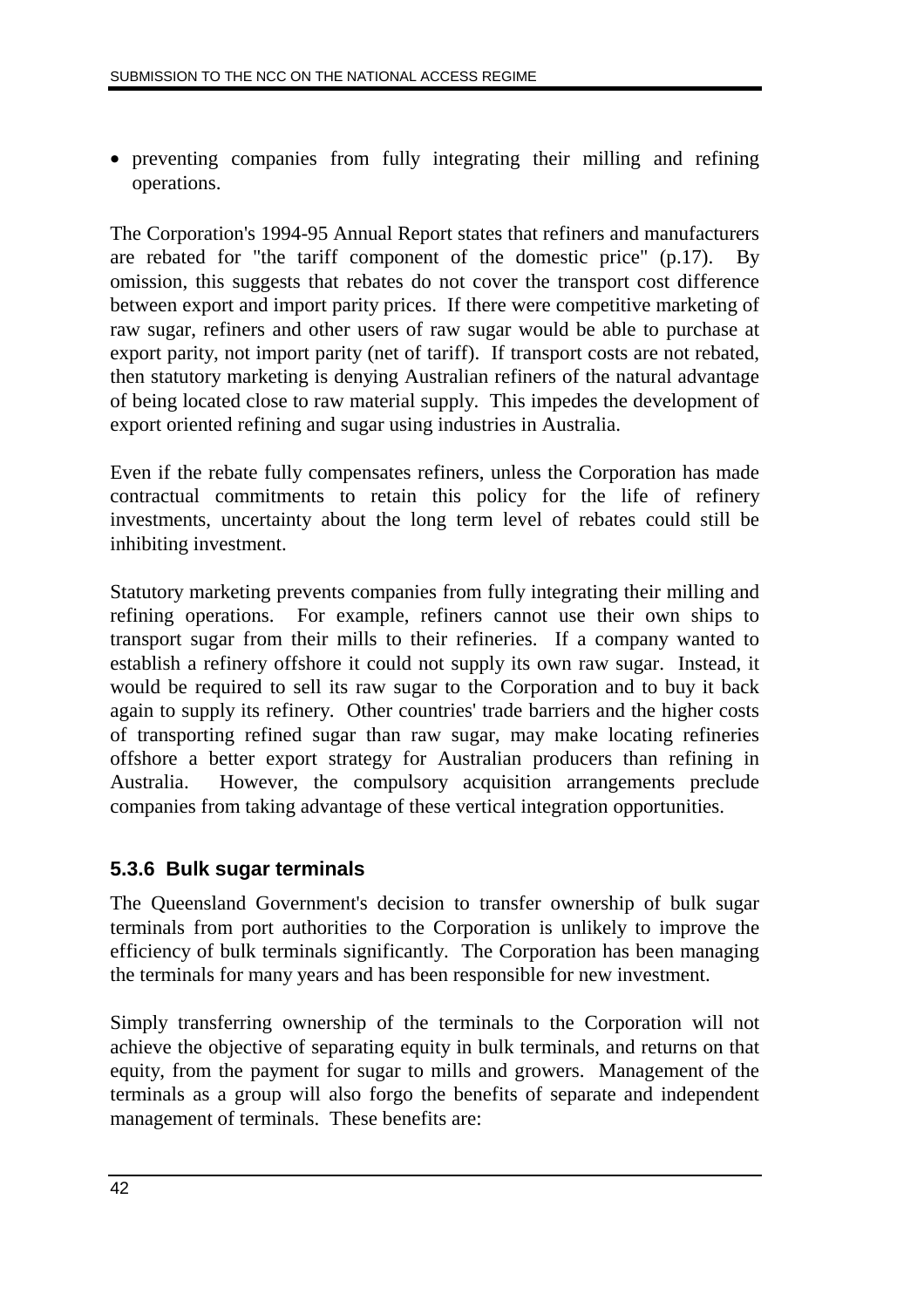- preventing companies from fully integrating their milling and refining operations.

The Corporation's 1994-95 Annual Report states that refiners and manufacturers are rebated for "the tariff component of the domestic price" (p.17). By omission, this suggests that rebates do not cover the transport cost difference between export and import parity prices. If there were competitive marketing of raw sugar, refiners and other users of raw sugar would be able to purchase at export parity, not import parity (net of tariff). If transport costs are not rebated, then statutory marketing is denying Australian refiners of the natural advantage of being located close to raw material supply. This impedes the development of export oriented refining and sugar using industries in Australia.

Even if the rebate fully compensates refiners, unless the Corporation has made contractual commitments to retain this policy for the life of refinery investments, uncertainty about the long term level of rebates could still be inhibiting investment.

Statutory marketing prevents companies from fully integrating their milling and refining operations. For example, refiners cannot use their own ships to transport sugar from their mills to their refineries. If a company wanted to establish a refinery offshore it could not supply its own raw sugar. Instead, it would be required to sell its raw sugar to the Corporation and to buy it back again to supply its refinery. Other countries' trade barriers and the higher costs of transporting refined sugar than raw sugar, may make locating refineries offshore a better export strategy for Australian producers than refining in Australia. However, the compulsory acquisition arrangements preclude companies from taking advantage of these vertical integration opportunities.

### 5.3.6 Bulk sugar terminals

The Queensland Government's decision to transfer ownership of bulk sugar terminals from port authorities to the Corporation is unlikely to improve the efficiency of bulk terminals significantly. The Corporation has been managing the terminals for many years and has been responsible for new investment.

Simply transferring ownership of the terminals to the Corporation will not achieve the objective of separating equity in bulk terminals, and returns on that equity, from the payment for sugar to mills and growers. Management of the terminals as a group will also forgo the benefits of separate and independent management of terminals. These benefits are: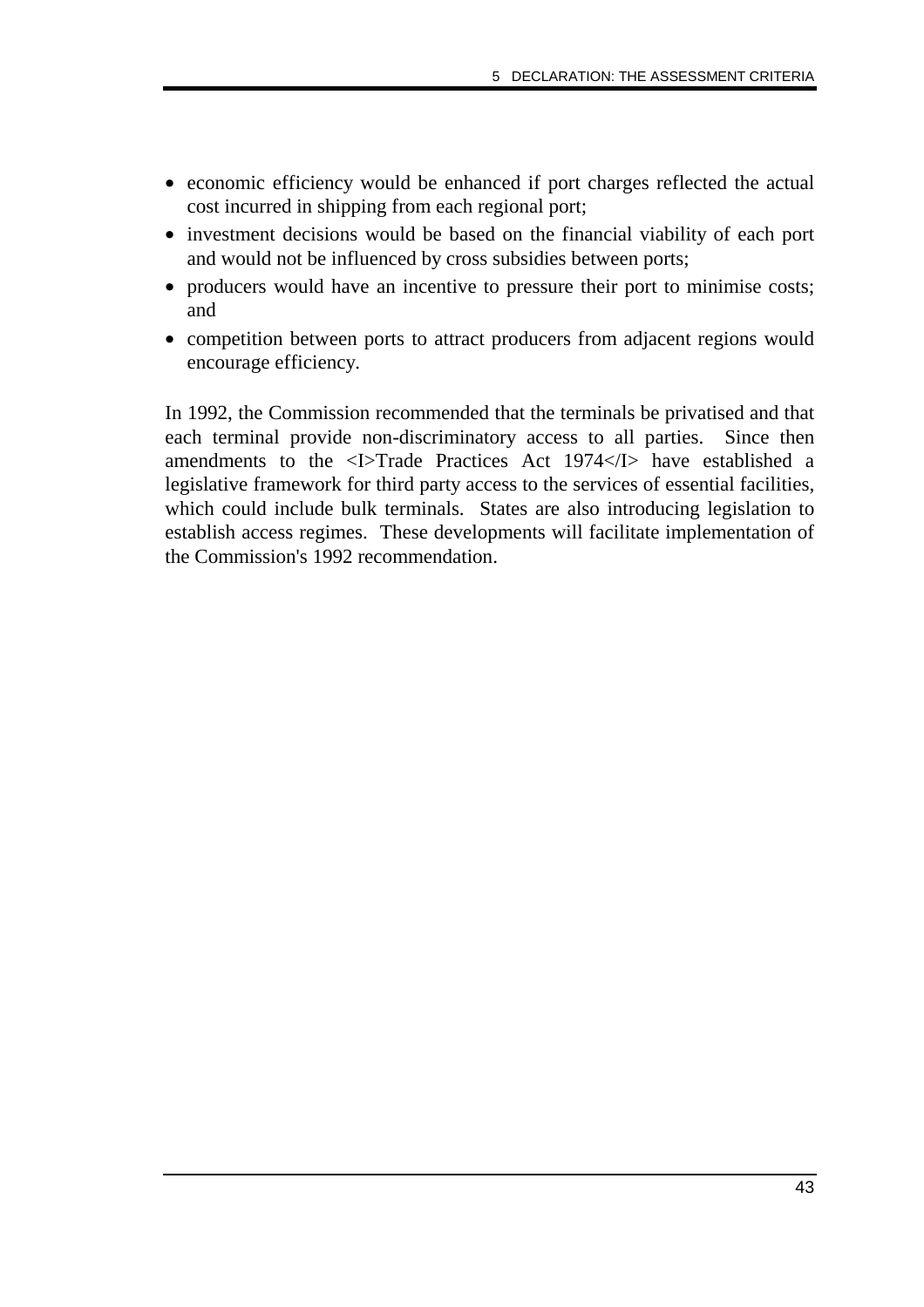- economic efficiency would be enhanced if port charges reflected the actual cost incurred in shipping from each regional port;
- investment decisions would be based on the financial viability of each port and would not be influenced by cross subsidies between ports;
- producers would have an incentive to pressure their port to minimise costs; and
- competition between ports to attract producers from adjacent regions would encourage efficiency.

In 1992, the Commission recommended that the terminals be privatised and that each terminal provide non-discriminatory access to all parties. Since then amendments to the <I>Trade Practices Act 1974</I> have established a legislative framework for third party access to the services of essential facilities, which could include bulk terminals. States are also introducing legislation to establish access regimes. These developments will facilitate implementation of the Commission's 1992 recommendation.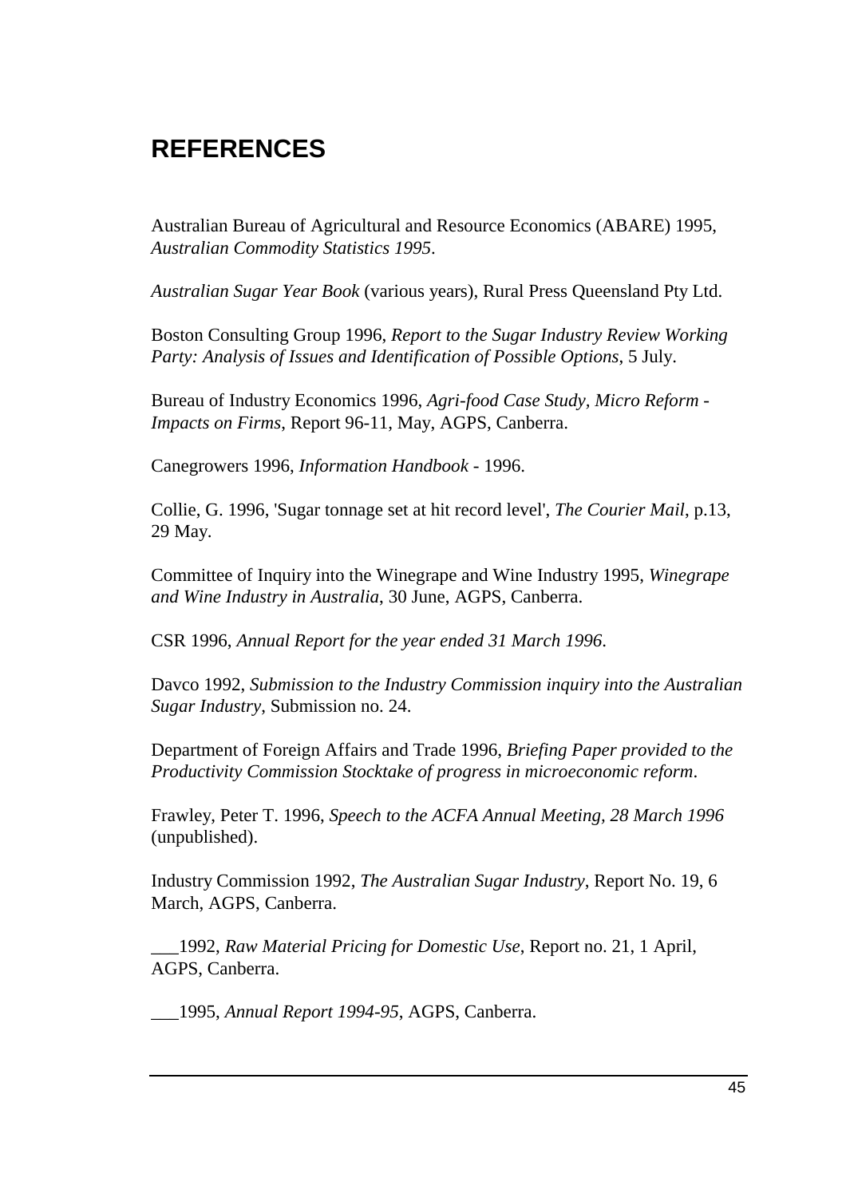# REFERENCES

Australian Bureau of Agricultural and Resource Economics (ABARE) 1995, *Australian Commodity Statistics 1995*.

*Australian Sugar Year Book* (various years), Rural Press Queensland Pty Ltd.

Boston Consulting Group 1996, *Report to the Sugar Industry Review Working Party: Analysis of Issues and Identification of Possible Options*, 5 July.

Bureau of Industry Economics 1996, *Agri-food Case Study, Micro Reform - Impacts on Firms*, Report 96-11, May, AGPS, Canberra.

Canegrowers 1996, *Information Handbook* - 1996.

Collie, G. 1996, 'Sugar tonnage set at hit record level', *The Courier Mail*, p.13, 29 May.

Committee of Inquiry into the Winegrape and Wine Industry 1995, *Winegrape and Wine Industry in Australia*, 30 June, AGPS, Canberra.

CSR 1996, *Annual Report for the year ended 31 March 1996*.

Davco 1992, *Submission to the Industry Commission inquiry into the Australian Sugar Industry*, Submission no. 24.

Department of Foreign Affairs and Trade 1996, *Briefing Paper provided to the Productivity Commission Stocktake of progress in microeconomic reform*.

Frawley, Peter T. 1996, *Speech to the ACFA Annual Meeting, 28 March 1996* (unpublished).

Industry Commission 1992, *The Australian Sugar Industry*, Report No. 19, 6 March, AGPS, Canberra.

___1992, *Raw Material Pricing for Domestic Use*, Report no. 21, 1 April, AGPS, Canberra.

___1995, *Annual Report 1994-95*, AGPS, Canberra.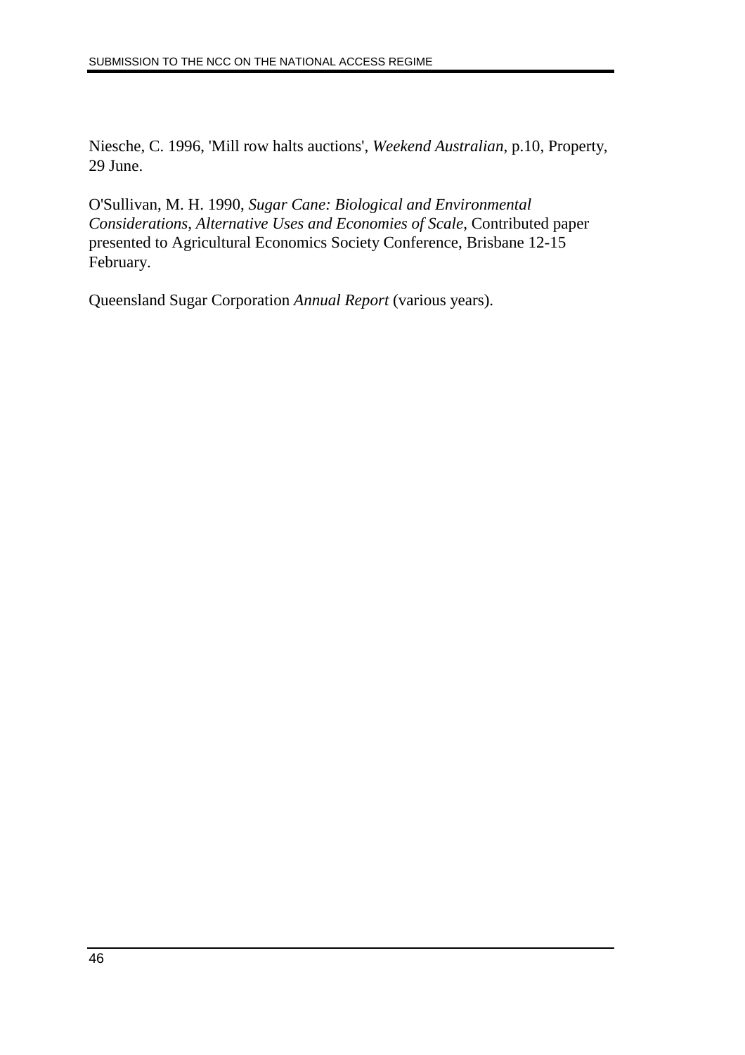Niesche, C. 1996, 'Mill row halts auctions', *Weekend Australian*, p.10, Property, 29 June.

O'Sullivan, M. H. 1990, *Sugar Cane: Biological and Environmental Considerations, Alternative Uses and Economies of Scale*, Contributed paper presented to Agricultural Economics Society Conference, Brisbane 12-15 February.

Queensland Sugar Corporation *Annual Report* (various years).